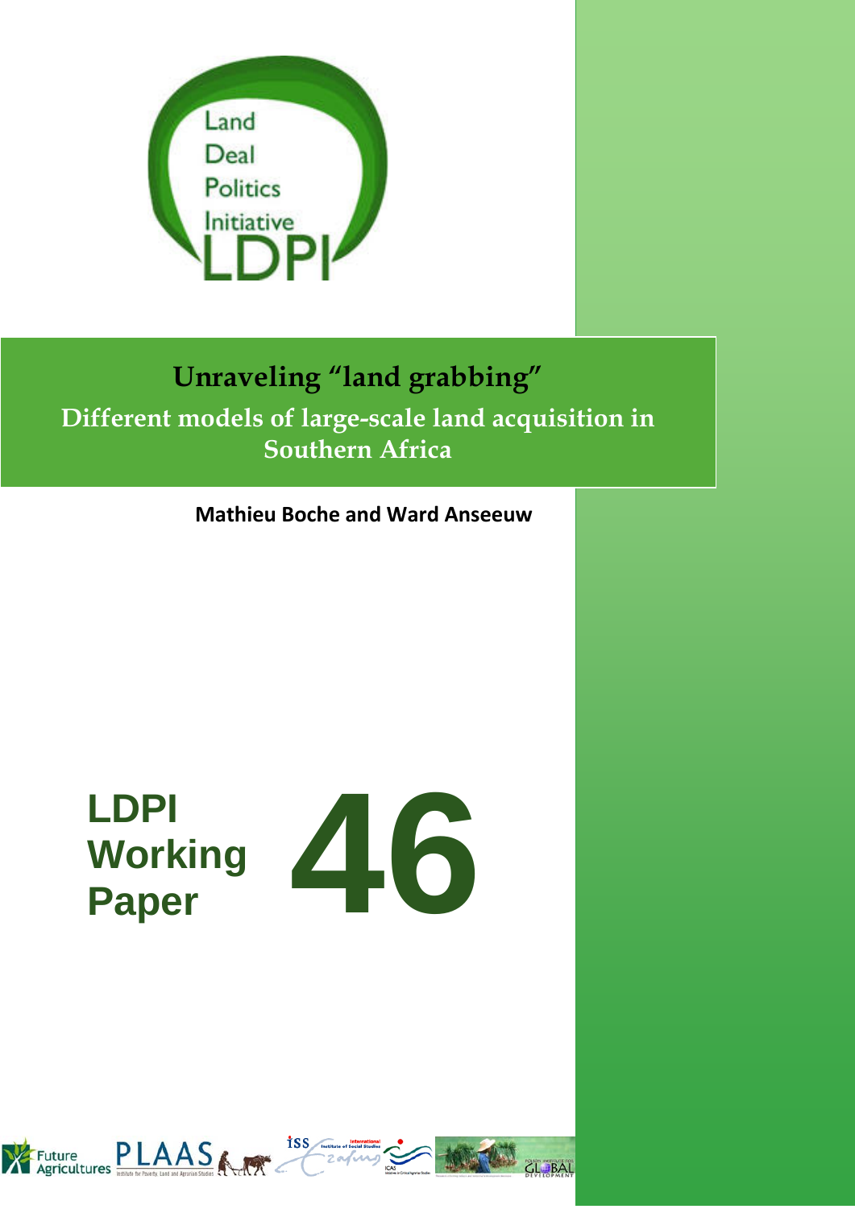Land Deal Politics Initiative LDPI

# Unraveling “land grabbing”

## Different models of large-scale land acquisition in Southern Africa

**Mathieu Boche and Ward Anseeuw**

**LDPI Working Paper 46**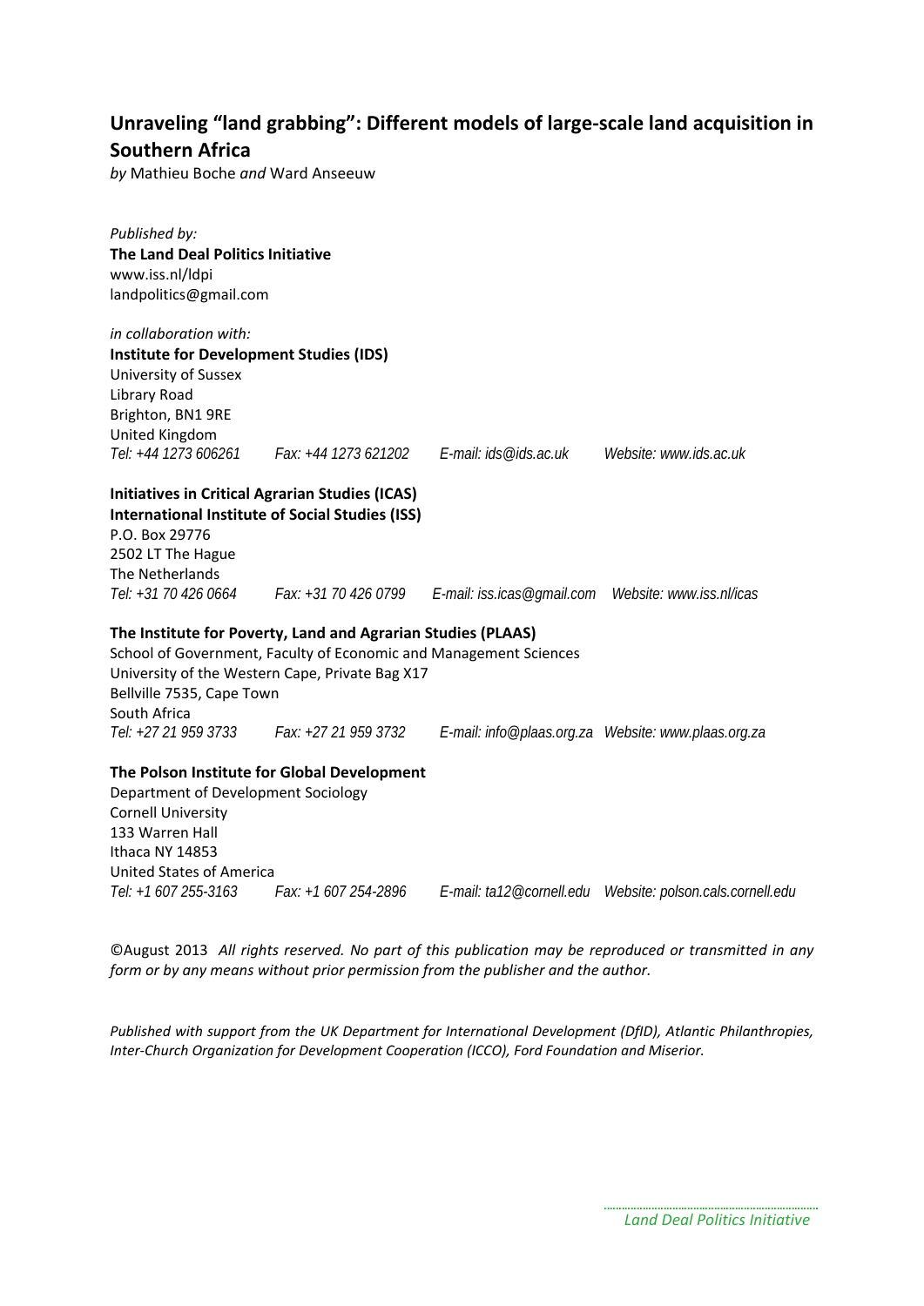## Unraveling "land grabbing": Different models of large-scale land acquisition in Southern Africa

*by* Mathieu Boche *and* Ward Anseeuw

*Published by:*
**The Land Deal Politics Initiative**
www.iss.nl/ldpi
landpolitics@gmail.com

*in collaboration with:*
**Institute for Development Studies (IDS)**
University of Sussex
Library Road
Brighton, BN1 9RE
United Kingdom
*Tel: +44 1273 606261 Fax: +44 1273 621202 E-mail: ids@ids.ac.uk Website: www.ids.ac.uk*

**Initiatives in Critical Agrarian Studies (ICAS)**
**International Institute of Social Studies (ISS)**
P.O. Box 29776
2502 LT The Hague
The Netherlands
*Tel: +31 70 426 0664 Fax: +31 70 426 0799 E-mail: iss.icas@gmail.com Website: www.iss.nl/icas*

**The Institute for Poverty, Land and Agrarian Studies (PLAAS)**
School of Government, Faculty of Economic and Management Sciences
University of the Western Cape, Private Bag X17
Bellville 7535, Cape Town
South Africa
*Tel: +27 21 959 3733 Fax: +27 21 959 3732 E-mail: info@plaas.org.za Website: www.plaas.org.za*

**The Polson Institute for Global Development**
Department of Development Sociology
Cornell University
133 Warren Hall
Ithaca NY 14853
United States of America
*Tel: +1 607 255-3163 Fax: +1 607 254-2896 E-mail: ta12@cornell.edu Website: polson.cals.cornell.edu*

©August 2013 *All rights reserved. No part of this publication may be reproduced or transmitted in any form or by any means without prior permission from the publisher and the author.*

*Published with support from the UK Department for International Development (DfID), Atlantic Philanthropies, Inter-Church Organization for Development Cooperation (ICCO), Ford Foundation and Miserior.*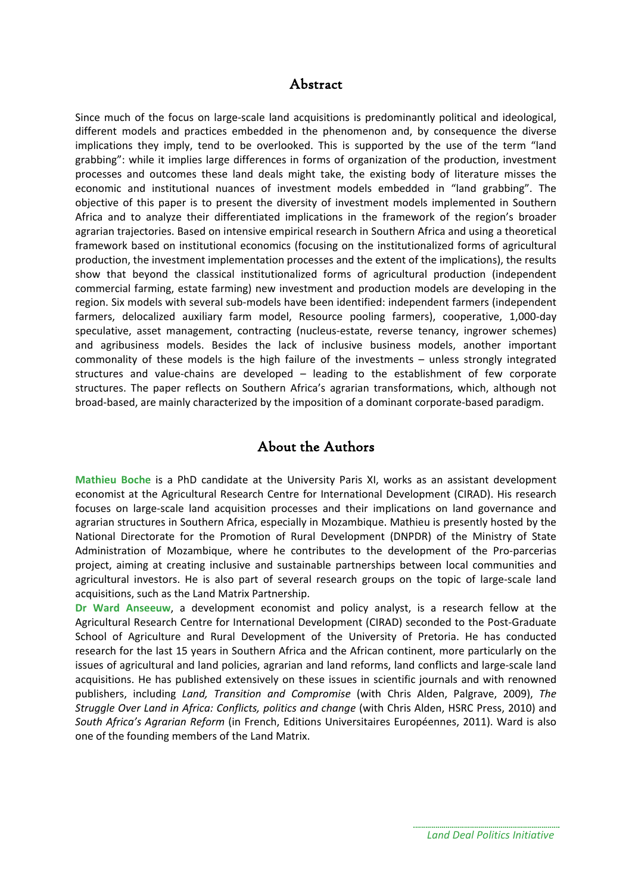## Abstract

Since much of the focus on large-scale land acquisitions is predominantly political and ideological, different models and practices embedded in the phenomenon and, by consequence the diverse implications they imply, tend to be overlooked. This is supported by the use of the term "land grabbing": while it implies large differences in forms of organization of the production, investment processes and outcomes these land deals might take, the existing body of literature misses the economic and institutional nuances of investment models embedded in "land grabbing". The objective of this paper is to present the diversity of investment models implemented in Southern Africa and to analyze their differentiated implications in the framework of the region's broader agrarian trajectories. Based on intensive empirical research in Southern Africa and using a theoretical framework based on institutional economics (focusing on the institutionalized forms of agricultural production, the investment implementation processes and the extent of the implications), the results show that beyond the classical institutionalized forms of agricultural production (independent commercial farming, estate farming) new investment and production models are developing in the region. Six models with several sub-models have been identified: independent farmers (independent farmers, delocalized auxiliary farm model, Resource pooling farmers), cooperative, 1,000-day speculative, asset management, contracting (nucleus-estate, reverse tenancy, ingrower schemes) and agribusiness models. Besides the lack of inclusive business models, another important commonality of these models is the high failure of the investments – unless strongly integrated structures and value-chains are developed – leading to the establishment of few corporate structures. The paper reflects on Southern Africa's agrarian transformations, which, although not broad-based, are mainly characterized by the imposition of a dominant corporate-based paradigm.

## About the Authors

**Mathieu Boche** is a PhD candidate at the University Paris XI, works as an assistant development economist at the Agricultural Research Centre for International Development (CIRAD). His research focuses on large-scale land acquisition processes and their implications on land governance and agrarian structures in Southern Africa, especially in Mozambique. Mathieu is presently hosted by the National Directorate for the Promotion of Rural Development (DNPDR) of the Ministry of State Administration of Mozambique, where he contributes to the development of the Pro-parcerias project, aiming at creating inclusive and sustainable partnerships between local communities and agricultural investors. He is also part of several research groups on the topic of large-scale land acquisitions, such as the Land Matrix Partnership.

**Dr Ward Anseeuw**, a development economist and policy analyst, is a research fellow at the Agricultural Research Centre for International Development (CIRAD) seconded to the Post-Graduate School of Agriculture and Rural Development of the University of Pretoria. He has conducted research for the last 15 years in Southern Africa and the African continent, more particularly on the issues of agricultural and land policies, agrarian and land reforms, land conflicts and large-scale land acquisitions. He has published extensively on these issues in scientific journals and with renowned publishers, including *Land, Transition and Compromise* (with Chris Alden, Palgrave, 2009), *The Struggle Over Land in Africa: Conflicts, politics and change* (with Chris Alden, HSRC Press, 2010) and *South Africa's Agrarian Reform* (in French, Editions Universitaires Européennes, 2011). Ward is also one of the founding members of the Land Matrix.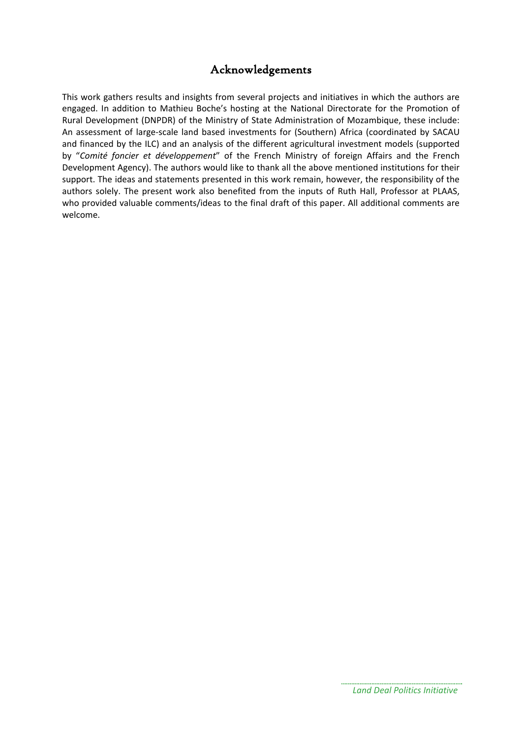# Acknowledgements

This work gathers results and insights from several projects and initiatives in which the authors are engaged. In addition to Mathieu Boche's hosting at the National Directorate for the Promotion of Rural Development (DNPDR) of the Ministry of State Administration of Mozambique, these include: An assessment of large-scale land based investments for (Southern) Africa (coordinated by SACAU and financed by the ILC) and an analysis of the different agricultural investment models (supported by "*Comité foncier et développement*" of the French Ministry of foreign Affairs and the French Development Agency). The authors would like to thank all the above mentioned institutions for their support. The ideas and statements presented in this work remain, however, the responsibility of the authors solely. The present work also benefited from the inputs of Ruth Hall, Professor at PLAAS, who provided valuable comments/ideas to the final draft of this paper. All additional comments are welcome.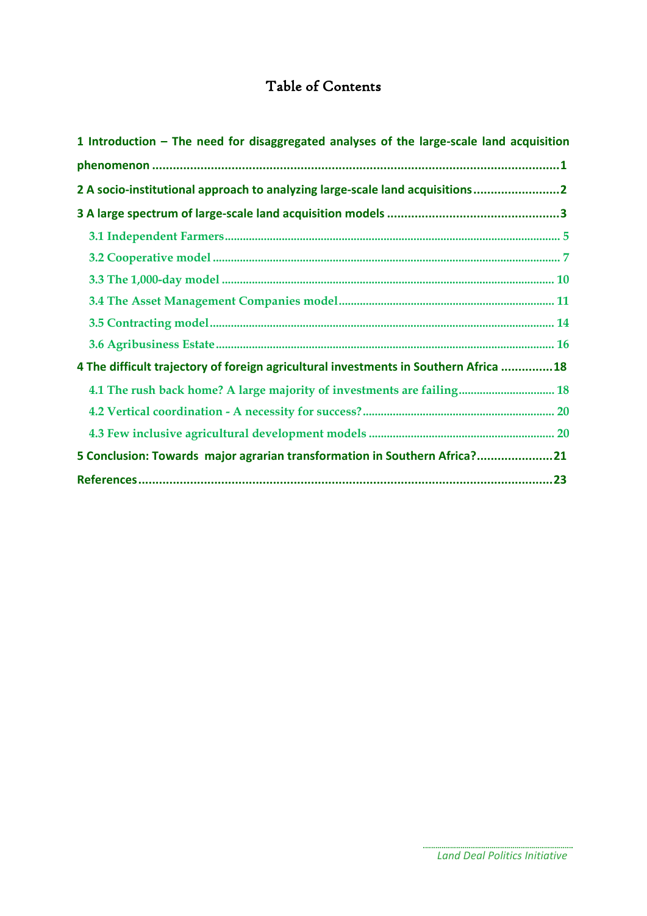# Table of Contents

**1 Introduction – The need for disaggregated analyses of the large-scale land acquisition phenomenon ........................................................................................................ 1**

**2 A socio-institutional approach to analyzing large-scale land acquisitions ........................ 2**

**3 A large spectrum of large-scale land acquisition models ................................................. 3**

3.1 Independent Farmers ............................................................................................. 5

3.2 Cooperative model ................................................................................................. 7

3.3 The 1,000-day model ............................................................................................ 10

3.4 The Asset Management Companies model ........................................................... 11

3.5 Contracting model ................................................................................................ 14

3.6 Agribusiness Estate ............................................................................................... 16

**4 The difficult trajectory of foreign agricultural investments in Southern Africa .............. 18**

4.1 The rush back home? A large majority of investments are failing ............................ 18

4.2 Vertical coordination - A necessity for success? ...................................................... 20

4.3 Few inclusive agricultural development models ...................................................... 20

**5 Conclusion: Towards major agrarian transformation in Southern Africa? ..................... 21**

**References ....................................................................................................................... 23**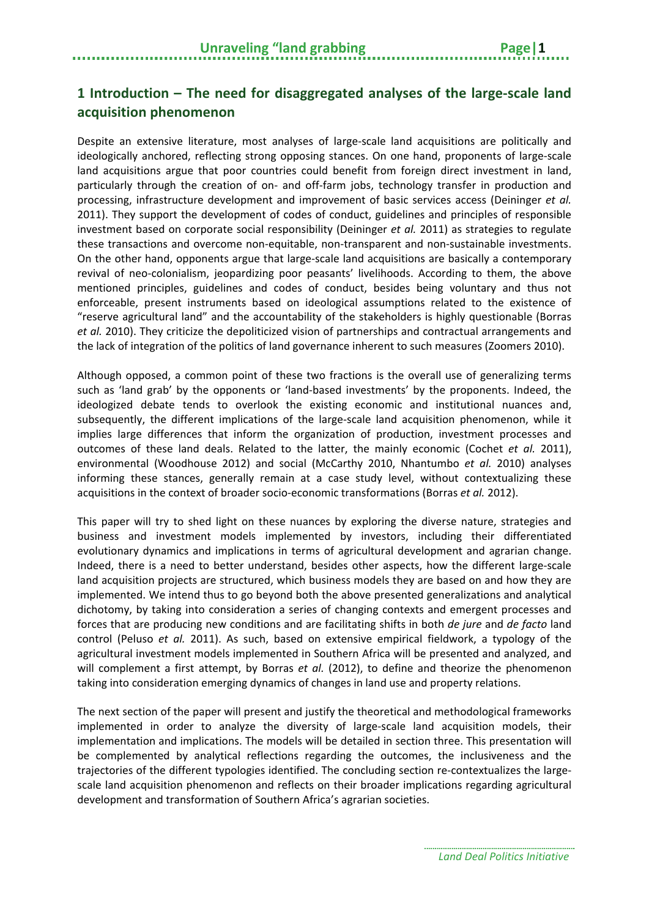## 1 Introduction – The need for disaggregated analyses of the large-scale land acquisition phenomenon

Despite an extensive literature, most analyses of large-scale land acquisitions are politically and ideologically anchored, reflecting strong opposing stances. On one hand, proponents of large-scale land acquisitions argue that poor countries could benefit from foreign direct investment in land, particularly through the creation of on- and off-farm jobs, technology transfer in production and processing, infrastructure development and improvement of basic services access (Deininger *et al.* 2011). They support the development of codes of conduct, guidelines and principles of responsible investment based on corporate social responsibility (Deininger *et al.* 2011) as strategies to regulate these transactions and overcome non-equitable, non-transparent and non-sustainable investments. On the other hand, opponents argue that large-scale land acquisitions are basically a contemporary revival of neo-colonialism, jeopardizing poor peasants' livelihoods. According to them, the above mentioned principles, guidelines and codes of conduct, besides being voluntary and thus not enforceable, present instruments based on ideological assumptions related to the existence of "reserve agricultural land" and the accountability of the stakeholders is highly questionable (Borras *et al.* 2010). They criticize the depoliticized vision of partnerships and contractual arrangements and the lack of integration of the politics of land governance inherent to such measures (Zoomers 2010).

Although opposed, a common point of these two fractions is the overall use of generalizing terms such as 'land grab' by the opponents or 'land-based investments' by the proponents. Indeed, the ideologized debate tends to overlook the existing economic and institutional nuances and, subsequently, the different implications of the large-scale land acquisition phenomenon, while it implies large differences that inform the organization of production, investment processes and outcomes of these land deals. Related to the latter, the mainly economic (Cochet *et al.* 2011), environmental (Woodhouse 2012) and social (McCarthy 2010, Nhantumbo *et al.* 2010) analyses informing these stances, generally remain at a case study level, without contextualizing these acquisitions in the context of broader socio-economic transformations (Borras *et al.* 2012).

This paper will try to shed light on these nuances by exploring the diverse nature, strategies and business and investment models implemented by investors, including their differentiated evolutionary dynamics and implications in terms of agricultural development and agrarian change. Indeed, there is a need to better understand, besides other aspects, how the different large-scale land acquisition projects are structured, which business models they are based on and how they are implemented. We intend thus to go beyond both the above presented generalizations and analytical dichotomy, by taking into consideration a series of changing contexts and emergent processes and forces that are producing new conditions and are facilitating shifts in both *de jure* and *de facto* land control (Peluso *et al.* 2011). As such, based on extensive empirical fieldwork, a typology of the agricultural investment models implemented in Southern Africa will be presented and analyzed, and will complement a first attempt, by Borras *et al.* (2012), to define and theorize the phenomenon taking into consideration emerging dynamics of changes in land use and property relations.

The next section of the paper will present and justify the theoretical and methodological frameworks implemented in order to analyze the diversity of large-scale land acquisition models, their implementation and implications. The models will be detailed in section three. This presentation will be complemented by analytical reflections regarding the outcomes, the inclusiveness and the trajectories of the different typologies identified. The concluding section re-contextualizes the large-scale land acquisition phenomenon and reflects on their broader implications regarding agricultural development and transformation of Southern Africa's agrarian societies.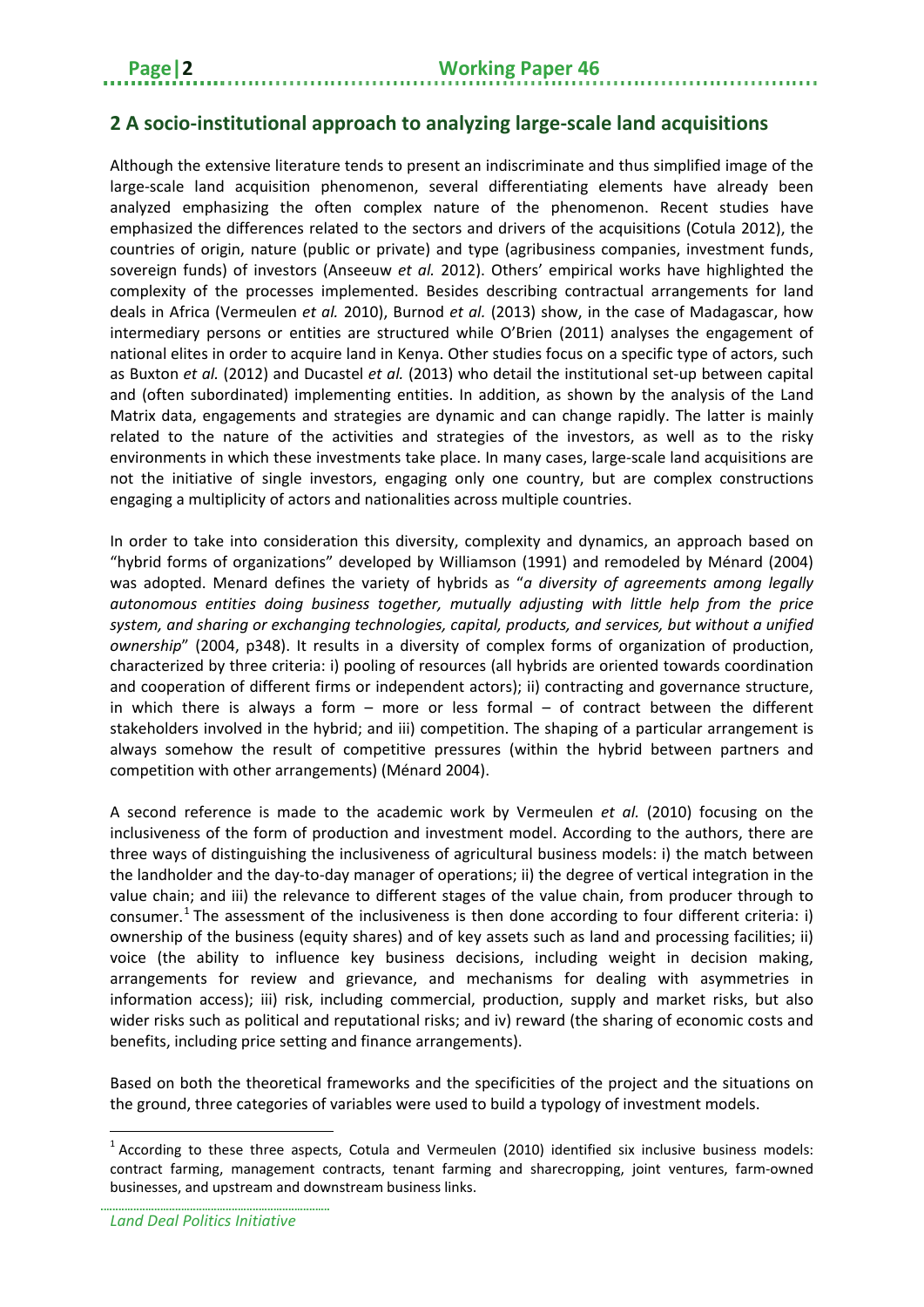## 2 A socio-institutional approach to analyzing large-scale land acquisitions

Although the extensive literature tends to present an indiscriminate and thus simplified image of the large-scale land acquisition phenomenon, several differentiating elements have already been analyzed emphasizing the often complex nature of the phenomenon. Recent studies have emphasized the differences related to the sectors and drivers of the acquisitions (Cotula 2012), the countries of origin, nature (public or private) and type (agribusiness companies, investment funds, sovereign funds) of investors (Anseeuw *et al.* 2012). Others' empirical works have highlighted the complexity of the processes implemented. Besides describing contractual arrangements for land deals in Africa (Vermeulen *et al.* 2010), Burnod *et al.* (2013) show, in the case of Madagascar, how intermediary persons or entities are structured while O'Brien (2011) analyses the engagement of national elites in order to acquire land in Kenya. Other studies focus on a specific type of actors, such as Buxton *et al.* (2012) and Ducastel *et al.* (2013) who detail the institutional set-up between capital and (often subordinated) implementing entities. In addition, as shown by the analysis of the Land Matrix data, engagements and strategies are dynamic and can change rapidly. The latter is mainly related to the nature of the activities and strategies of the investors, as well as to the risky environments in which these investments take place. In many cases, large-scale land acquisitions are not the initiative of single investors, engaging only one country, but are complex constructions engaging a multiplicity of actors and nationalities across multiple countries.

In order to take into consideration this diversity, complexity and dynamics, an approach based on "hybrid forms of organizations" developed by Williamson (1991) and remodeled by Ménard (2004) was adopted. Menard defines the variety of hybrids as "*a diversity of agreements among legally autonomous entities doing business together, mutually adjusting with little help from the price system, and sharing or exchanging technologies, capital, products, and services, but without a unified ownership*" (2004, p348). It results in a diversity of complex forms of organization of production, characterized by three criteria: i) pooling of resources (all hybrids are oriented towards coordination and cooperation of different firms or independent actors); ii) contracting and governance structure, in which there is always a form – more or less formal – of contract between the different stakeholders involved in the hybrid; and iii) competition. The shaping of a particular arrangement is always somehow the result of competitive pressures (within the hybrid between partners and competition with other arrangements) (Ménard 2004).

A second reference is made to the academic work by Vermeulen *et al.* (2010) focusing on the inclusiveness of the form of production and investment model. According to the authors, there are three ways of distinguishing the inclusiveness of agricultural business models: i) the match between the landholder and the day-to-day manager of operations; ii) the degree of vertical integration in the value chain; and iii) the relevance to different stages of the value chain, from producer through to consumer.[1] The assessment of the inclusiveness is then done according to four different criteria: i) ownership of the business (equity shares) and of key assets such as land and processing facilities; ii) voice (the ability to influence key business decisions, including weight in decision making, arrangements for review and grievance, and mechanisms for dealing with asymmetries in information access); iii) risk, including commercial, production, supply and market risks, but also wider risks such as political and reputational risks; and iv) reward (the sharing of economic costs and benefits, including price setting and finance arrangements).

Based on both the theoretical frameworks and the specificities of the project and the situations on the ground, three categories of variables were used to build a typology of investment models.

[1] According to these three aspects, Cotula and Vermeulen (2010) identified six inclusive business models: contract farming, management contracts, tenant farming and sharecropping, joint ventures, farm-owned businesses, and upstream and downstream business links.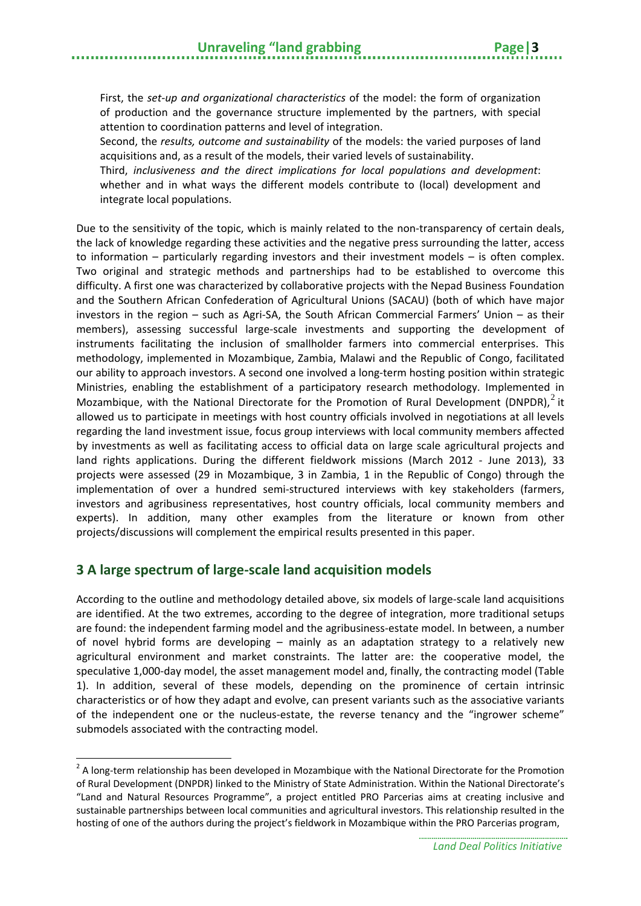First, the *set-up and organizational characteristics* of the model: the form of organization of production and the governance structure implemented by the partners, with special attention to coordination patterns and level of integration.

Second, the *results, outcome and sustainability* of the models: the varied purposes of land acquisitions and, as a result of the models, their varied levels of sustainability.

Third, *inclusiveness and the direct implications for local populations and development*: whether and in what ways the different models contribute to (local) development and integrate local populations.

Due to the sensitivity of the topic, which is mainly related to the non-transparency of certain deals, the lack of knowledge regarding these activities and the negative press surrounding the latter, access to information – particularly regarding investors and their investment models – is often complex. Two original and strategic methods and partnerships had to be established to overcome this difficulty. A first one was characterized by collaborative projects with the Nepad Business Foundation and the Southern African Confederation of Agricultural Unions (SACAU) (both of which have major investors in the region – such as Agri-SA, the South African Commercial Farmers' Union – as their members), assessing successful large-scale investments and supporting the development of instruments facilitating the inclusion of smallholder farmers into commercial enterprises. This methodology, implemented in Mozambique, Zambia, Malawi and the Republic of Congo, facilitated our ability to approach investors. A second one involved a long-term hosting position within strategic Ministries, enabling the establishment of a participatory research methodology. Implemented in Mozambique, with the National Directorate for the Promotion of Rural Development (DNPDR),[2] it allowed us to participate in meetings with host country officials involved in negotiations at all levels regarding the land investment issue, focus group interviews with local community members affected by investments as well as facilitating access to official data on large scale agricultural projects and land rights applications. During the different fieldwork missions (March 2012 - June 2013), 33 projects were assessed (29 in Mozambique, 3 in Zambia, 1 in the Republic of Congo) through the implementation of over a hundred semi-structured interviews with key stakeholders (farmers, investors and agribusiness representatives, host country officials, local community members and experts). In addition, many other examples from the literature or known from other projects/discussions will complement the empirical results presented in this paper.

## 3 A large spectrum of large-scale land acquisition models

According to the outline and methodology detailed above, six models of large-scale land acquisitions are identified. At the two extremes, according to the degree of integration, more traditional setups are found: the independent farming model and the agribusiness-estate model. In between, a number of novel hybrid forms are developing – mainly as an adaptation strategy to a relatively new agricultural environment and market constraints. The latter are: the cooperative model, the speculative 1,000-day model, the asset management model and, finally, the contracting model (Table 1). In addition, several of these models, depending on the prominence of certain intrinsic characteristics or of how they adapt and evolve, can present variants such as the associative variants of the independent one or the nucleus-estate, the reverse tenancy and the "ingrower scheme" submodels associated with the contracting model.

[2] A long-term relationship has been developed in Mozambique with the National Directorate for the Promotion of Rural Development (DNPDR) linked to the Ministry of State Administration. Within the National Directorate's "Land and Natural Resources Programme", a project entitled PRO Parcerias aims at creating inclusive and sustainable partnerships between local communities and agricultural investors. This relationship resulted in the hosting of one of the authors during the project's fieldwork in Mozambique within the PRO Parcerias program,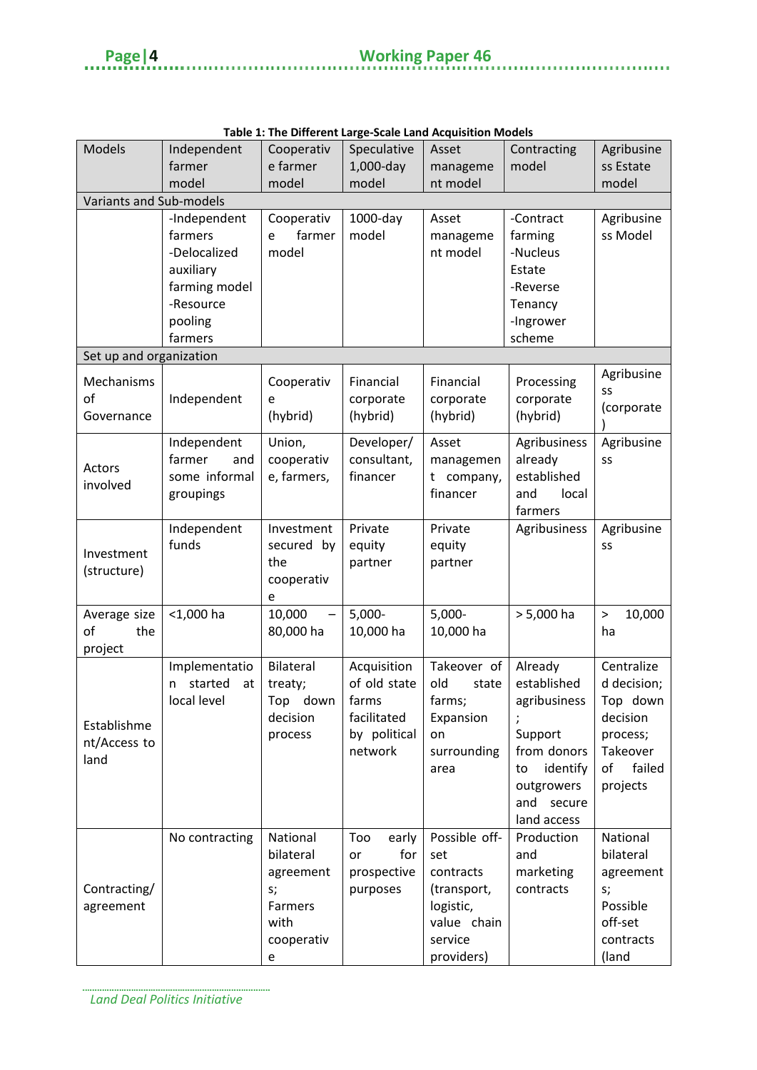**Table 1: The Different Large-Scale Land Acquisition Models**

| Models | Independent farmer model | Cooperative farmer model | Speculative 1,000-day model | Asset management model | Contracting model | Agribusiness Estate model |
|---|---|---|---|---|---|---|
| Variants and Sub-models | | | | | | |
| | -Independent farmers -Delocalized auxiliary farming model -Resource pooling farmers | Cooperative farmer model | 1000-day model | Asset management model | -Contract farming -Nucleus Estate -Reverse Tenancy -Ingrower scheme | Agribusiness Model |
| Set up and organization | | | | | | |
| Mechanisms of Governance | Independent | Cooperative (hybrid) | Financial corporate (hybrid) | Financial corporate (hybrid) | Processing corporate (hybrid) | Agribusiness (corporate) |
| Actors involved | Independent farmer and some informal groupings | Union, cooperative, farmers, | Developer/ consultant, financer | Asset management company, financer | Agribusiness already established and local farmers | Agribusiness |
| Investment (structure) | Independent funds | Investment secured by the cooperative | Private equity partner | Private equity partner | Agribusiness | Agribusiness |
| Average size of the project | <1,000 ha | 10,000 – 80,000 ha | 5,000-10,000 ha | 5,000-10,000 ha | > 5,000 ha | > 10,000 ha |
| Establishment/Access to land | Implementation started at local level | Bilateral treaty; Top down decision process | Acquisition of old state farms facilitated by political network | Takeover of old state farms; Expansion on surrounding area | Already established agribusiness; Support from donors to identify outgrowers and secure land access | Centralized decision; Top down decision process; Takeover of failed projects |
| Contracting/ agreement | No contracting | National bilateral agreements; Farmers with cooperative | Too early or for prospective purposes | Possible off-set contracts (transport, logistic, value chain service providers) | Production and marketing contracts | National bilateral agreements; Possible off-set contracts (land |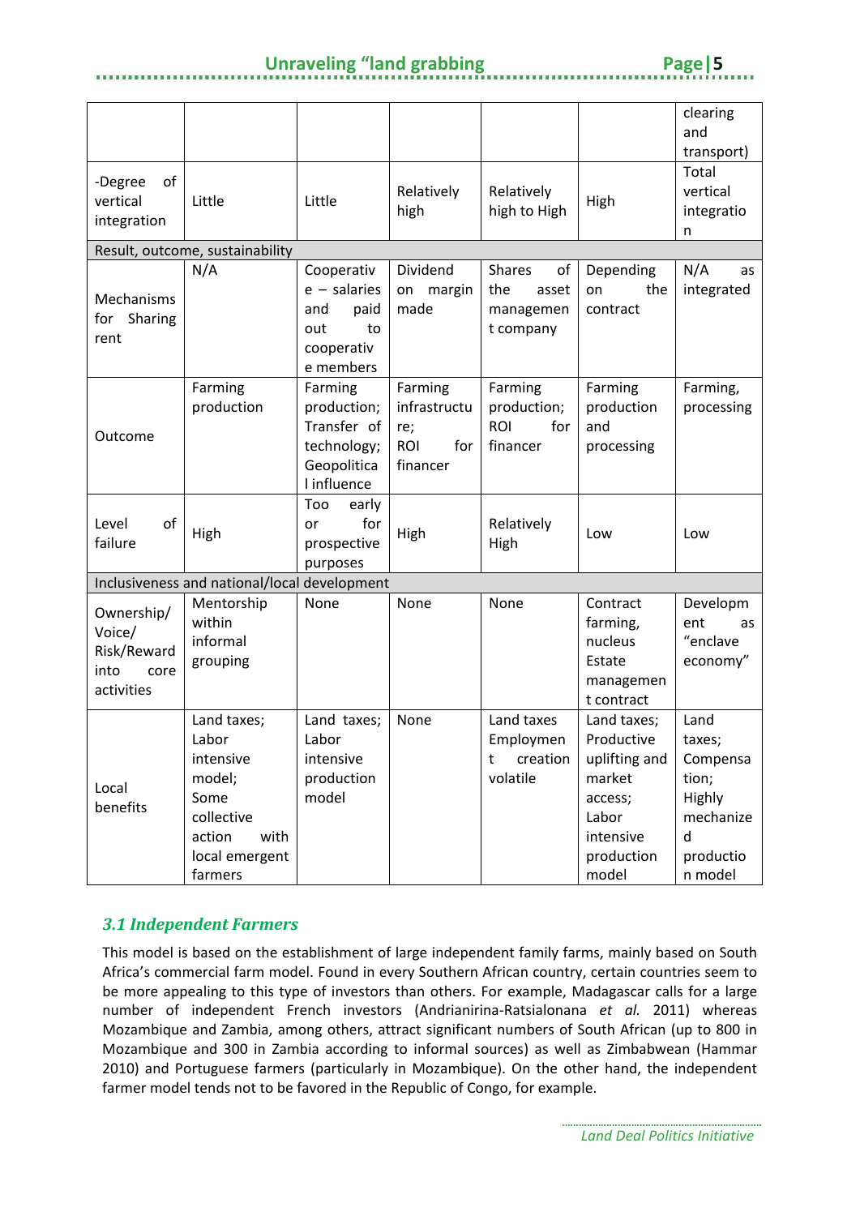| | | | | | | clearing and transport) |
|---|---|---|---|---|---|---|
| -Degree of vertical integration | Little | Little | Relatively high | Relatively high to High | High | Total vertical integration |
| Result, outcome, sustainability | | | | | | |
| Mechanisms for Sharing rent | N/A | Cooperative – salaries and paid out to cooperative members | Dividend on margin made | Shares of the asset management company | Depending on the contract | N/A as integrated |
| Outcome | Farming production | Farming production; Transfer of technology; Geopolitical influence | Farming infrastructure; ROI for financer | Farming production; ROI for financer | Farming production and processing | Farming, processing |
| Level of failure | High | Too early or for prospective purposes | High | Relatively High | Low | Low |
| Inclusiveness and national/local development | | | | | | |
| Ownership/ Voice/ Risk/Reward into core activities | Mentorship within informal grouping | None | None | None | Contract farming, nucleus Estate management contract | Development as "enclave economy" |
| Local benefits | Land taxes; Labor intensive model; Some collective action with local emergent farmers | Land taxes; Labor intensive production model | None | Land taxes Employment creation volatile | Land taxes; Productive uplifting and market access; Labor intensive production model | Land taxes; Compensation; Highly mechanized production model |

### *3.1 Independent Farmers*

This model is based on the establishment of large independent family farms, mainly based on South Africa's commercial farm model. Found in every Southern African country, certain countries seem to be more appealing to this type of investors than others. For example, Madagascar calls for a large number of independent French investors (Andrianirina-Ratsialonana *et al.* 2011) whereas Mozambique and Zambia, among others, attract significant numbers of South African (up to 800 in Mozambique and 300 in Zambia according to informal sources) as well as Zimbabwean (Hammar 2010) and Portuguese farmers (particularly in Mozambique). On the other hand, the independent farmer model tends not to be favored in the Republic of Congo, for example.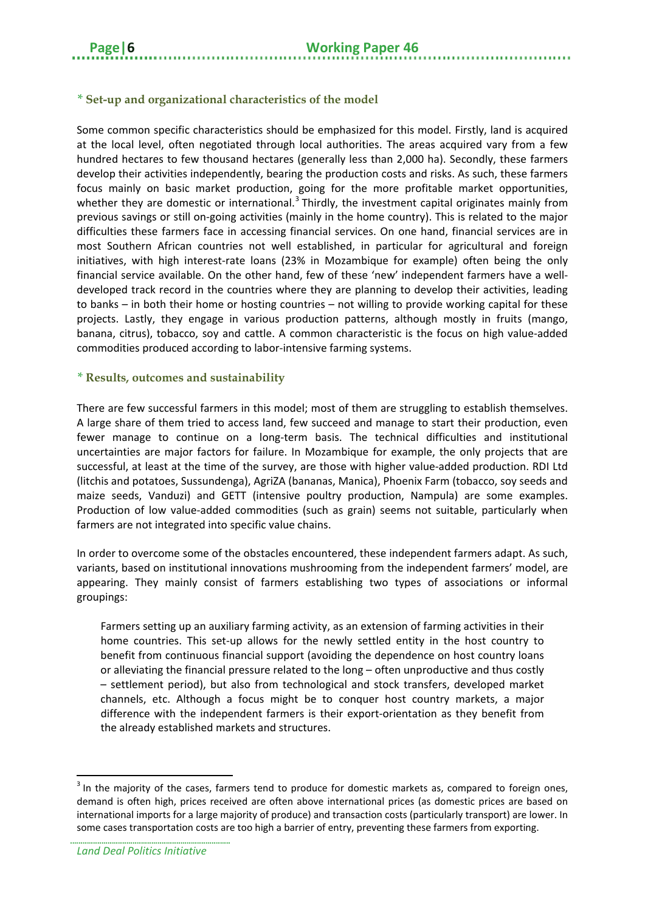### * Set-up and organizational characteristics of the model

Some common specific characteristics should be emphasized for this model. Firstly, land is acquired at the local level, often negotiated through local authorities. The areas acquired vary from a few hundred hectares to few thousand hectares (generally less than 2,000 ha). Secondly, these farmers develop their activities independently, bearing the production costs and risks. As such, these farmers focus mainly on basic market production, going for the more profitable market opportunities, whether they are domestic or international.[3] Thirdly, the investment capital originates mainly from previous savings or still on-going activities (mainly in the home country). This is related to the major difficulties these farmers face in accessing financial services. On one hand, financial services are in most Southern African countries not well established, in particular for agricultural and foreign initiatives, with high interest-rate loans (23% in Mozambique for example) often being the only financial service available. On the other hand, few of these 'new' independent farmers have a well-developed track record in the countries where they are planning to develop their activities, leading to banks – in both their home or hosting countries – not willing to provide working capital for these projects. Lastly, they engage in various production patterns, although mostly in fruits (mango, banana, citrus), tobacco, soy and cattle. A common characteristic is the focus on high value-added commodities produced according to labor-intensive farming systems.

### * Results, outcomes and sustainability

There are few successful farmers in this model; most of them are struggling to establish themselves. A large share of them tried to access land, few succeed and manage to start their production, even fewer manage to continue on a long-term basis. The technical difficulties and institutional uncertainties are major factors for failure. In Mozambique for example, the only projects that are successful, at least at the time of the survey, are those with higher value-added production. RDI Ltd (litchis and potatoes, Sussundenga), AgriZA (bananas, Manica), Phoenix Farm (tobacco, soy seeds and maize seeds, Vanduzi) and GETT (intensive poultry production, Nampula) are some examples. Production of low value-added commodities (such as grain) seems not suitable, particularly when farmers are not integrated into specific value chains.

In order to overcome some of the obstacles encountered, these independent farmers adapt. As such, variants, based on institutional innovations mushrooming from the independent farmers' model, are appearing. They mainly consist of farmers establishing two types of associations or informal groupings:

> Farmers setting up an auxiliary farming activity, as an extension of farming activities in their home countries. This set-up allows for the newly settled entity in the host country to benefit from continuous financial support (avoiding the dependence on host country loans or alleviating the financial pressure related to the long – often unproductive and thus costly – settlement period), but also from technological and stock transfers, developed market channels, etc. Although a focus might be to conquer host country markets, a major difference with the independent farmers is their export-orientation as they benefit from the already established markets and structures.

---

[3] In the majority of the cases, farmers tend to produce for domestic markets as, compared to foreign ones, demand is often high, prices received are often above international prices (as domestic prices are based on international imports for a large majority of produce) and transaction costs (particularly transport) are lower. In some cases transportation costs are too high a barrier of entry, preventing these farmers from exporting.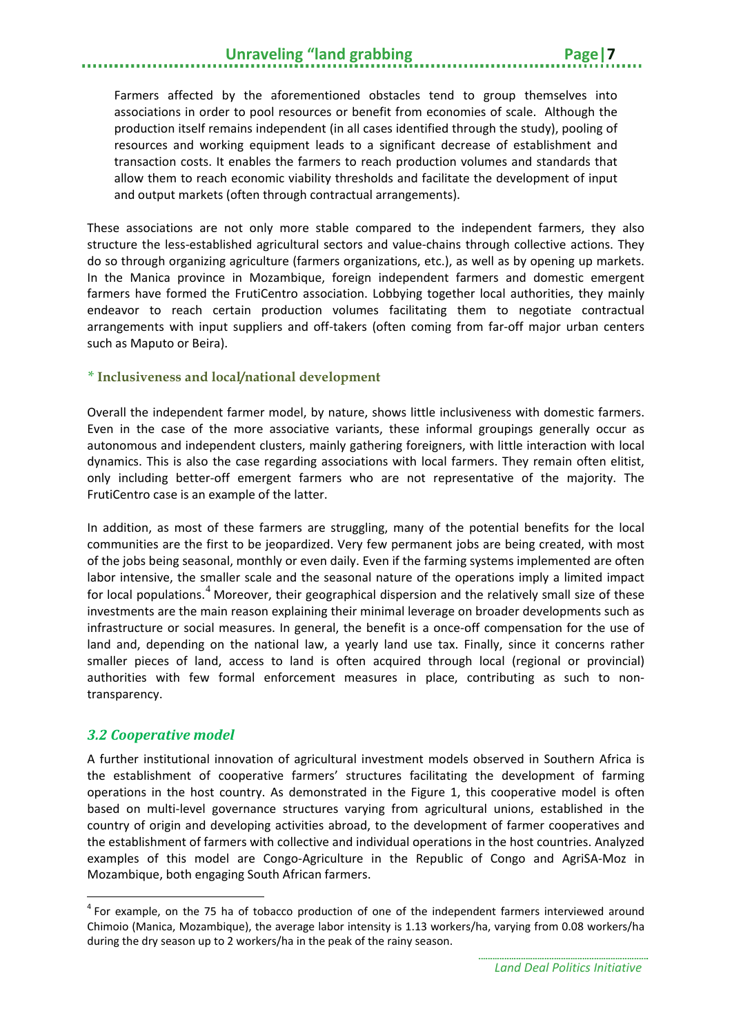Farmers affected by the aforementioned obstacles tend to group themselves into associations in order to pool resources or benefit from economies of scale. Although the production itself remains independent (in all cases identified through the study), pooling of resources and working equipment leads to a significant decrease of establishment and transaction costs. It enables the farmers to reach production volumes and standards that allow them to reach economic viability thresholds and facilitate the development of input and output markets (often through contractual arrangements).

These associations are not only more stable compared to the independent farmers, they also structure the less-established agricultural sectors and value-chains through collective actions. They do so through organizing agriculture (farmers organizations, etc.), as well as by opening up markets. In the Manica province in Mozambique, foreign independent farmers and domestic emergent farmers have formed the FrutiCentro association. Lobbying together local authorities, they mainly endeavor to reach certain production volumes facilitating them to negotiate contractual arrangements with input suppliers and off-takers (often coming from far-off major urban centers such as Maputo or Beira).

#### * Inclusiveness and local/national development

Overall the independent farmer model, by nature, shows little inclusiveness with domestic farmers. Even in the case of the more associative variants, these informal groupings generally occur as autonomous and independent clusters, mainly gathering foreigners, with little interaction with local dynamics. This is also the case regarding associations with local farmers. They remain often elitist, only including better-off emergent farmers who are not representative of the majority. The FrutiCentro case is an example of the latter.

In addition, as most of these farmers are struggling, many of the potential benefits for the local communities are the first to be jeopardized. Very few permanent jobs are being created, with most of the jobs being seasonal, monthly or even daily. Even if the farming systems implemented are often labor intensive, the smaller scale and the seasonal nature of the operations imply a limited impact for local populations.[4] Moreover, their geographical dispersion and the relatively small size of these investments are the main reason explaining their minimal leverage on broader developments such as infrastructure or social measures. In general, the benefit is a once-off compensation for the use of land and, depending on the national law, a yearly land use tax. Finally, since it concerns rather smaller pieces of land, access to land is often acquired through local (regional or provincial) authorities with few formal enforcement measures in place, contributing as such to non-transparency.

### *3.2 Cooperative model*

A further institutional innovation of agricultural investment models observed in Southern Africa is the establishment of cooperative farmers' structures facilitating the development of farming operations in the host country. As demonstrated in the Figure 1, this cooperative model is often based on multi-level governance structures varying from agricultural unions, established in the country of origin and developing activities abroad, to the development of farmer cooperatives and the establishment of farmers with collective and individual operations in the host countries. Analyzed examples of this model are Congo-Agriculture in the Republic of Congo and AgriSA-Moz in Mozambique, both engaging South African farmers.

[4] For example, on the 75 ha of tobacco production of one of the independent farmers interviewed around Chimoio (Manica, Mozambique), the average labor intensity is 1.13 workers/ha, varying from 0.08 workers/ha during the dry season up to 2 workers/ha in the peak of the rainy season.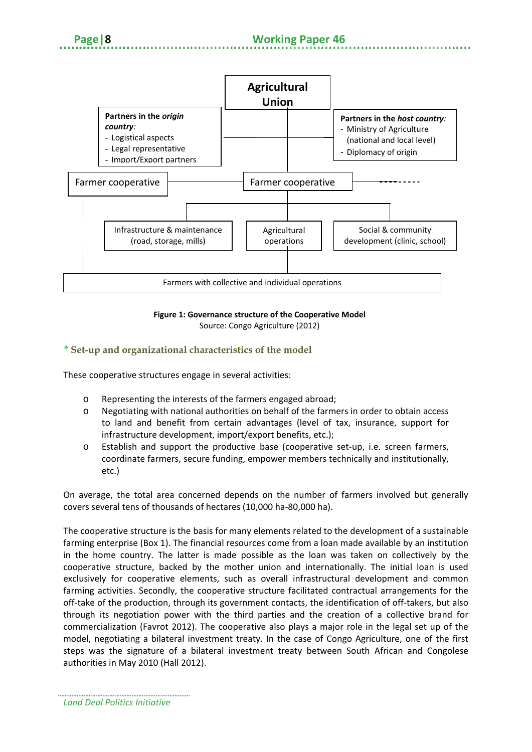Agricultural Union

**Partners in the *origin* country:**
- Logistical aspects
- Legal representative
- Import/Export partners

**Partners in the *host country*:**
- Ministry of Agriculture (national and local level)
- Diplomacy of origin

Farmer cooperative

Farmer cooperative

Infrastructure & maintenance (road, storage, mills)

Agricultural operations

Social & community development (clinic, school)

Farmers with collective and individual operations

**Figure 1: Governance structure of the Cooperative Model**
Source: Congo Agriculture (2012)

### * Set-up and organizational characteristics of the model

These cooperative structures engage in several activities:

- Representing the interests of the farmers engaged abroad;
- Negotiating with national authorities on behalf of the farmers in order to obtain access to land and benefit from certain advantages (level of tax, insurance, support for infrastructure development, import/export benefits, etc.);
- Establish and support the productive base (cooperative set-up, i.e. screen farmers, coordinate farmers, secure funding, empower members technically and institutionally, etc.)

On average, the total area concerned depends on the number of farmers involved but generally covers several tens of thousands of hectares (10,000 ha-80,000 ha).

The cooperative structure is the basis for many elements related to the development of a sustainable farming enterprise (Box 1). The financial resources come from a loan made available by an institution in the home country. The latter is made possible as the loan was taken on collectively by the cooperative structure, backed by the mother union and internationally. The initial loan is used exclusively for cooperative elements, such as overall infrastructural development and common farming activities. Secondly, the cooperative structure facilitated contractual arrangements for the off-take of the production, through its government contacts, the identification of off-takers, but also through its negotiation power with the third parties and the creation of a collective brand for commercialization (Favrot 2012). The cooperative also plays a major role in the legal set up of the model, negotiating a bilateral investment treaty. In the case of Congo Agriculture, one of the first steps was the signature of a bilateral investment treaty between South African and Congolese authorities in May 2010 (Hall 2012).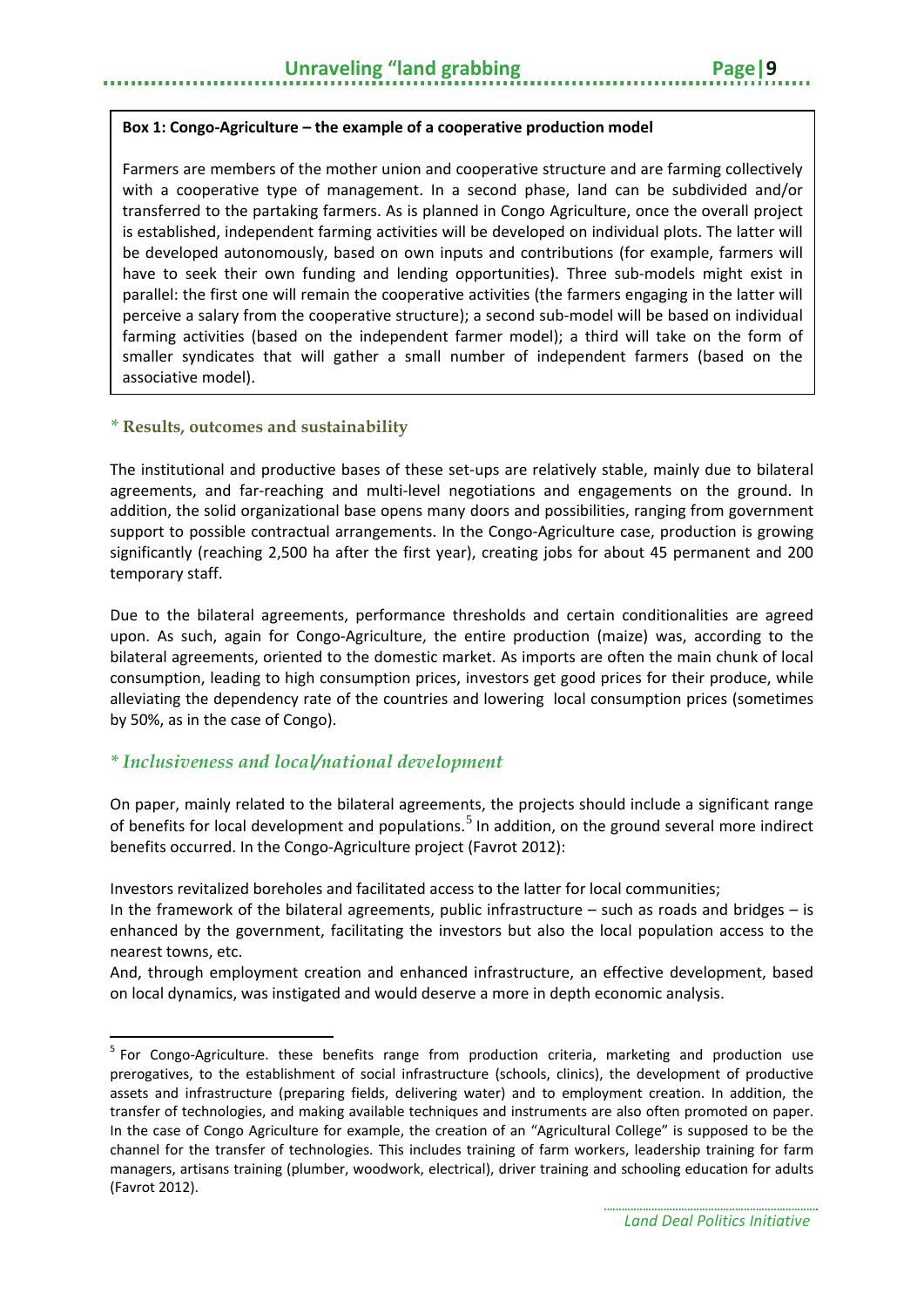**Box 1: Congo-Agriculture – the example of a cooperative production model**

Farmers are members of the mother union and cooperative structure and are farming collectively with a cooperative type of management. In a second phase, land can be subdivided and/or transferred to the partaking farmers. As is planned in Congo Agriculture, once the overall project is established, independent farming activities will be developed on individual plots. The latter will be developed autonomously, based on own inputs and contributions (for example, farmers will have to seek their own funding and lending opportunities). Three sub-models might exist in parallel: the first one will remain the cooperative activities (the farmers engaging in the latter will perceive a salary from the cooperative structure); a second sub-model will be based on individual farming activities (based on the independent farmer model); a third will take on the form of smaller syndicates that will gather a small number of independent farmers (based on the associative model).

#### * Results, outcomes and sustainability

The institutional and productive bases of these set-ups are relatively stable, mainly due to bilateral agreements, and far-reaching and multi-level negotiations and engagements on the ground. In addition, the solid organizational base opens many doors and possibilities, ranging from government support to possible contractual arrangements. In the Congo-Agriculture case, production is growing significantly (reaching 2,500 ha after the first year), creating jobs for about 45 permanent and 200 temporary staff.

Due to the bilateral agreements, performance thresholds and certain conditionalities are agreed upon. As such, again for Congo-Agriculture, the entire production (maize) was, according to the bilateral agreements, oriented to the domestic market. As imports are often the main chunk of local consumption, leading to high consumption prices, investors get good prices for their produce, while alleviating the dependency rate of the countries and lowering local consumption prices (sometimes by 50%, as in the case of Congo).

### *\* Inclusiveness and local/national development*

On paper, mainly related to the bilateral agreements, the projects should include a significant range of benefits for local development and populations.[5] In addition, on the ground several more indirect benefits occurred. In the Congo-Agriculture project (Favrot 2012):

Investors revitalized boreholes and facilitated access to the latter for local communities;

In the framework of the bilateral agreements, public infrastructure – such as roads and bridges – is enhanced by the government, facilitating the investors but also the local population access to the nearest towns, etc.

And, through employment creation and enhanced infrastructure, an effective development, based on local dynamics, was instigated and would deserve a more in depth economic analysis.

---

[5] For Congo-Agriculture. these benefits range from production criteria, marketing and production use prerogatives, to the establishment of social infrastructure (schools, clinics), the development of productive assets and infrastructure (preparing fields, delivering water) and to employment creation. In addition, the transfer of technologies, and making available techniques and instruments are also often promoted on paper. In the case of Congo Agriculture for example, the creation of an "Agricultural College" is supposed to be the channel for the transfer of technologies. This includes training of farm workers, leadership training for farm managers, artisans training (plumber, woodwork, electrical), driver training and schooling education for adults (Favrot 2012).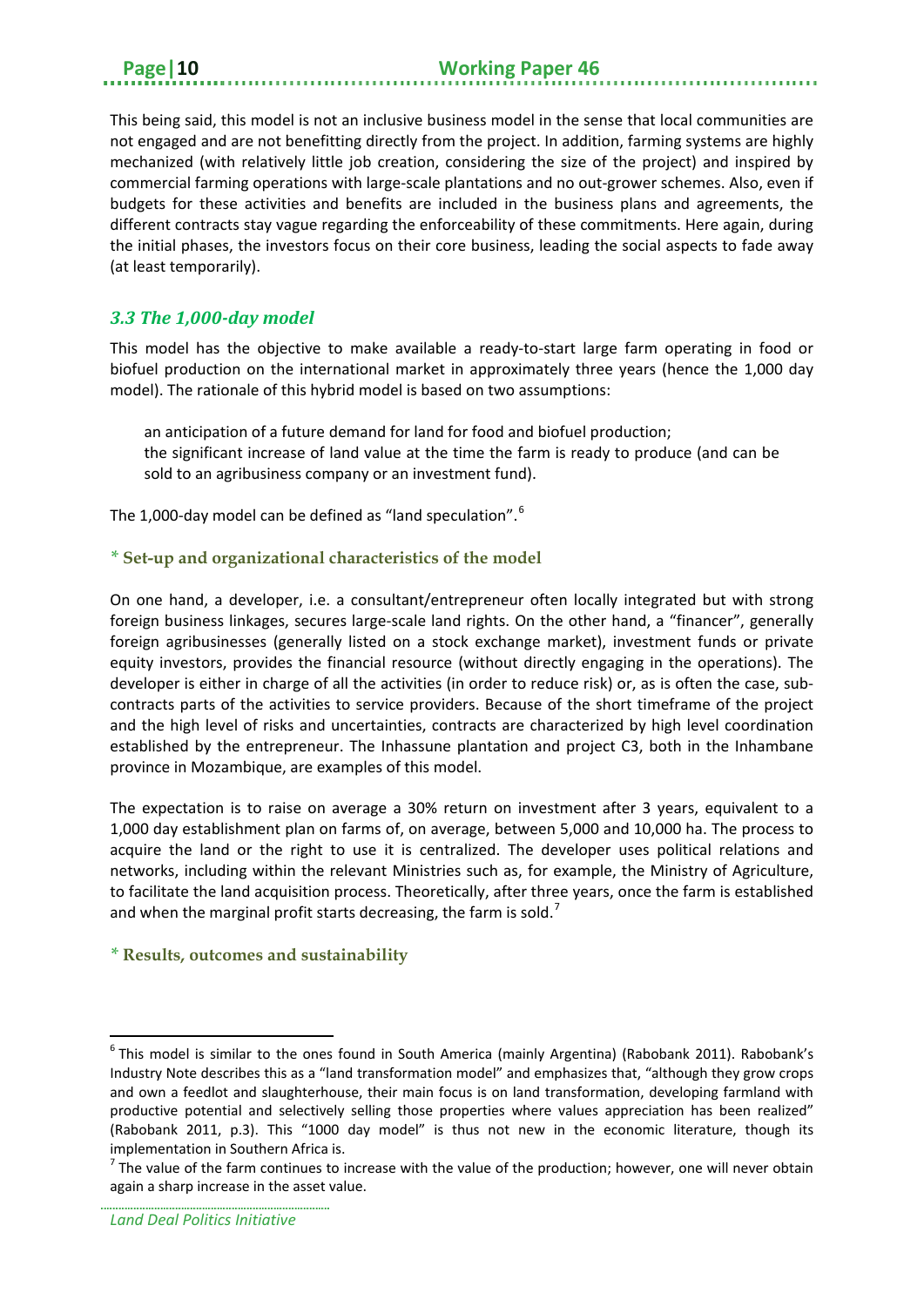This being said, this model is not an inclusive business model in the sense that local communities are not engaged and are not benefitting directly from the project. In addition, farming systems are highly mechanized (with relatively little job creation, considering the size of the project) and inspired by commercial farming operations with large-scale plantations and no out-grower schemes. Also, even if budgets for these activities and benefits are included in the business plans and agreements, the different contracts stay vague regarding the enforceability of these commitments. Here again, during the initial phases, the investors focus on their core business, leading the social aspects to fade away (at least temporarily).

### *3.3 The 1,000-day model*

This model has the objective to make available a ready-to-start large farm operating in food or biofuel production on the international market in approximately three years (hence the 1,000 day model). The rationale of this hybrid model is based on two assumptions:

- an anticipation of a future demand for land for food and biofuel production;
- the significant increase of land value at the time the farm is ready to produce (and can be sold to an agribusiness company or an investment fund).

The 1,000-day model can be defined as "land speculation".[6]

**\* Set-up and organizational characteristics of the model**

On one hand, a developer, i.e. a consultant/entrepreneur often locally integrated but with strong foreign business linkages, secures large-scale land rights. On the other hand, a "financer", generally foreign agribusinesses (generally listed on a stock exchange market), investment funds or private equity investors, provides the financial resource (without directly engaging in the operations). The developer is either in charge of all the activities (in order to reduce risk) or, as is often the case, sub-contracts parts of the activities to service providers. Because of the short timeframe of the project and the high level of risks and uncertainties, contracts are characterized by high level coordination established by the entrepreneur. The Inhassune plantation and project C3, both in the Inhambane province in Mozambique, are examples of this model.

The expectation is to raise on average a 30% return on investment after 3 years, equivalent to a 1,000 day establishment plan on farms of, on average, between 5,000 and 10,000 ha. The process to acquire the land or the right to use it is centralized. The developer uses political relations and networks, including within the relevant Ministries such as, for example, the Ministry of Agriculture, to facilitate the land acquisition process. Theoretically, after three years, once the farm is established and when the marginal profit starts decreasing, the farm is sold.[7]

**\* Results, outcomes and sustainability**

---

[6] This model is similar to the ones found in South America (mainly Argentina) (Rabobank 2011). Rabobank's Industry Note describes this as a "land transformation model" and emphasizes that, "although they grow crops and own a feedlot and slaughterhouse, their main focus is on land transformation, developing farmland with productive potential and selectively selling those properties where values appreciation has been realized" (Rabobank 2011, p.3). This "1000 day model" is thus not new in the economic literature, though its implementation in Southern Africa is.

[7] The value of the farm continues to increase with the value of the production; however, one will never obtain again a sharp increase in the asset value.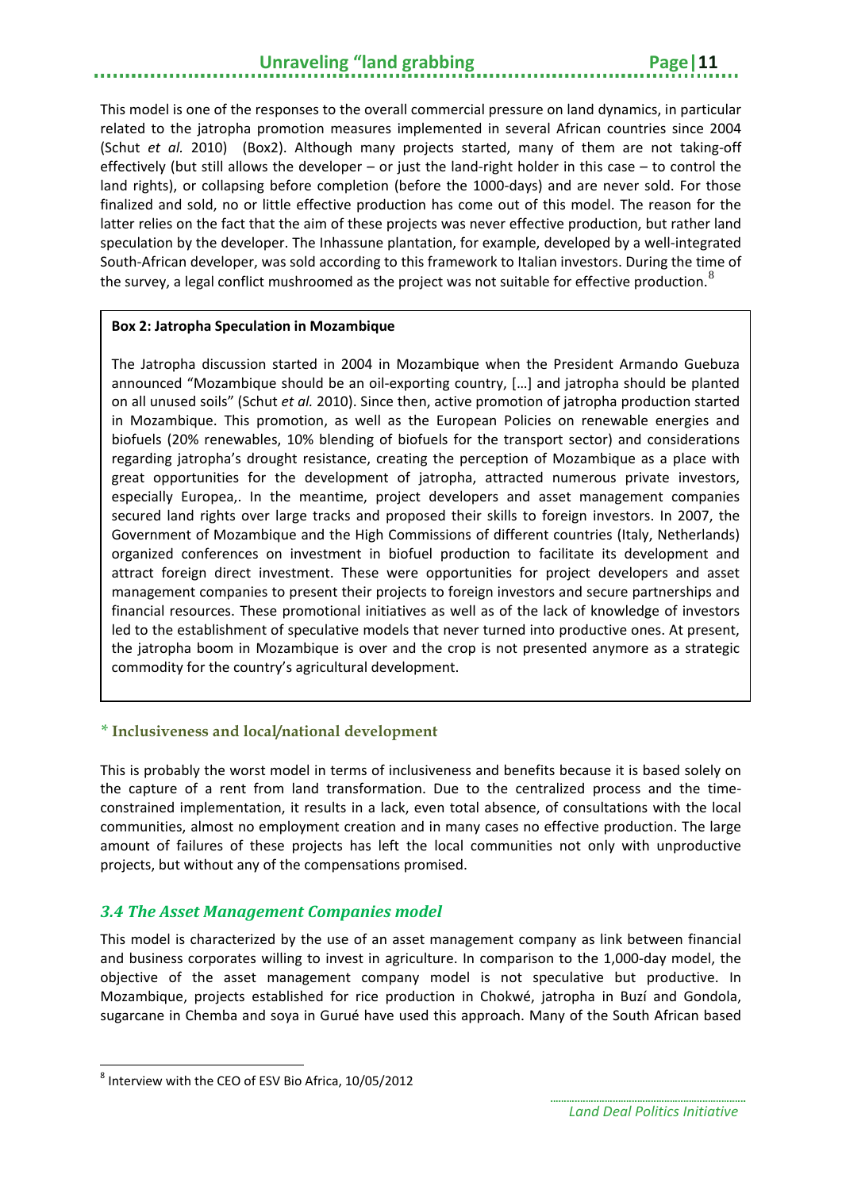This model is one of the responses to the overall commercial pressure on land dynamics, in particular related to the jatropha promotion measures implemented in several African countries since 2004 (Schut *et al.* 2010) (Box2). Although many projects started, many of them are not taking-off effectively (but still allows the developer – or just the land-right holder in this case – to control the land rights), or collapsing before completion (before the 1000-days) and are never sold. For those finalized and sold, no or little effective production has come out of this model. The reason for the latter relies on the fact that the aim of these projects was never effective production, but rather land speculation by the developer. The Inhassune plantation, for example, developed by a well-integrated South-African developer, was sold according to this framework to Italian investors. During the time of the survey, a legal conflict mushroomed as the project was not suitable for effective production.[8]

**Box 2: Jatropha Speculation in Mozambique**

The Jatropha discussion started in 2004 in Mozambique when the President Armando Guebuza announced "Mozambique should be an oil-exporting country, […] and jatropha should be planted on all unused soils" (Schut *et al.* 2010). Since then, active promotion of jatropha production started in Mozambique. This promotion, as well as the European Policies on renewable energies and biofuels (20% renewables, 10% blending of biofuels for the transport sector) and considerations regarding jatropha's drought resistance, creating the perception of Mozambique as a place with great opportunities for the development of jatropha, attracted numerous private investors, especially Europea,. In the meantime, project developers and asset management companies secured land rights over large tracks and proposed their skills to foreign investors. In 2007, the Government of Mozambique and the High Commissions of different countries (Italy, Netherlands) organized conferences on investment in biofuel production to facilitate its development and attract foreign direct investment. These were opportunities for project developers and asset management companies to present their projects to foreign investors and secure partnerships and financial resources. These promotional initiatives as well as of the lack of knowledge of investors led to the establishment of speculative models that never turned into productive ones. At present, the jatropha boom in Mozambique is over and the crop is not presented anymore as a strategic commodity for the country's agricultural development.

**\* Inclusiveness and local/national development**

This is probably the worst model in terms of inclusiveness and benefits because it is based solely on the capture of a rent from land transformation. Due to the centralized process and the time-constrained implementation, it results in a lack, even total absence, of consultations with the local communities, almost no employment creation and in many cases no effective production. The large amount of failures of these projects has left the local communities not only with unproductive projects, but without any of the compensations promised.

## *3.4 The Asset Management Companies model*

This model is characterized by the use of an asset management company as link between financial and business corporates willing to invest in agriculture. In comparison to the 1,000-day model, the objective of the asset management company model is not speculative but productive. In Mozambique, projects established for rice production in Chokwé, jatropha in Buzí and Gondola, sugarcane in Chemba and soya in Gurué have used this approach. Many of the South African based

[8] Interview with the CEO of ESV Bio Africa, 10/05/2012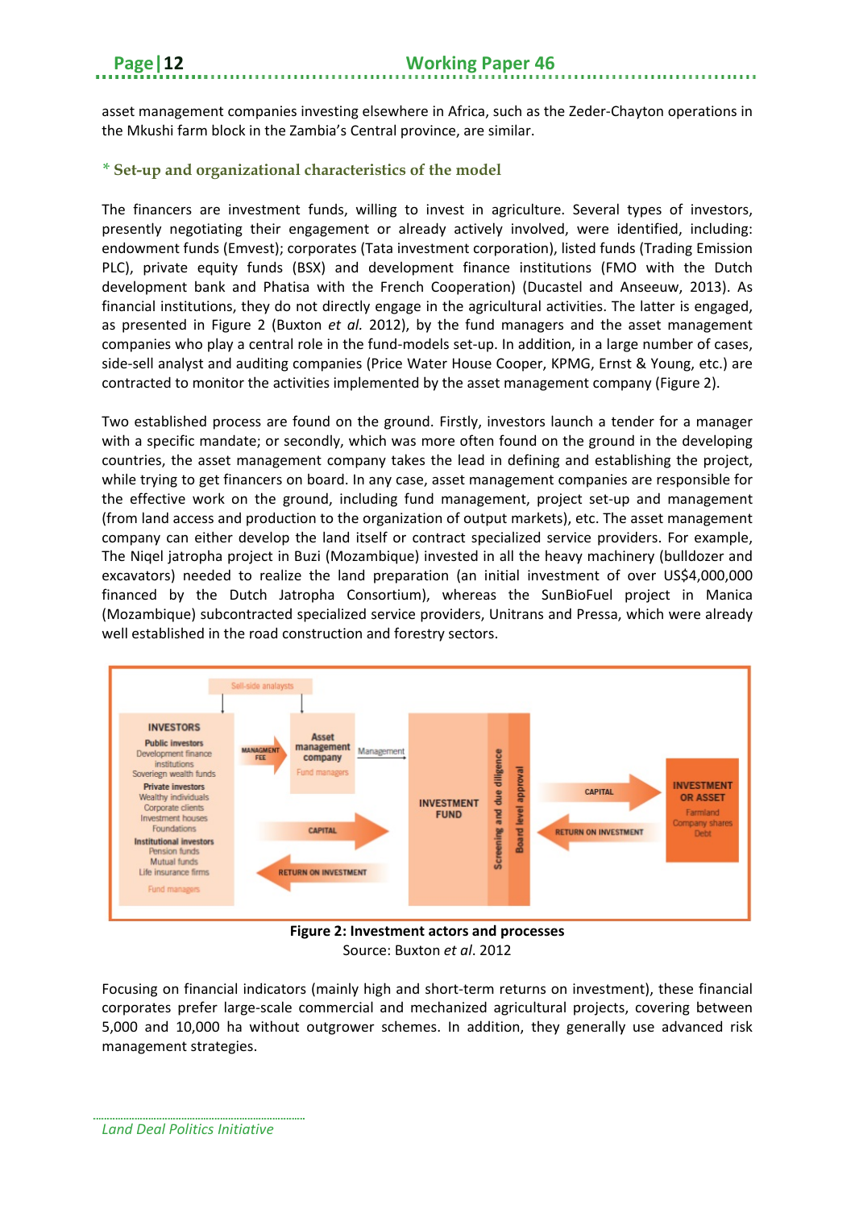asset management companies investing elsewhere in Africa, such as the Zeder-Chayton operations in the Mkushi farm block in the Zambia's Central province, are similar.

### * Set-up and organizational characteristics of the model

The financers are investment funds, willing to invest in agriculture. Several types of investors, presently negotiating their engagement or already actively involved, were identified, including: endowment funds (Emvest); corporates (Tata investment corporation), listed funds (Trading Emission PLC), private equity funds (BSX) and development finance institutions (FMO with the Dutch development bank and Phatisa with the French Cooperation) (Ducastel and Anseeuw, 2013). As financial institutions, they do not directly engage in the agricultural activities. The latter is engaged, as presented in Figure 2 (Buxton *et al.* 2012), by the fund managers and the asset management companies who play a central role in the fund-models set-up. In addition, in a large number of cases, side-sell analyst and auditing companies (Price Water House Cooper, KPMG, Ernst & Young, etc.) are contracted to monitor the activities implemented by the asset management company (Figure 2).

Two established process are found on the ground. Firstly, investors launch a tender for a manager with a specific mandate; or secondly, which was more often found on the ground in the developing countries, the asset management company takes the lead in defining and establishing the project, while trying to get financers on board. In any case, asset management companies are responsible for the effective work on the ground, including fund management, project set-up and management (from land access and production to the organization of output markets), etc. The asset management company can either develop the land itself or contract specialized service providers. For example, The Niqel jatropha project in Buzi (Mozambique) invested in all the heavy machinery (bulldozer and excavators) needed to realize the land preparation (an initial investment of over US$4,000,000 financed by the Dutch Jatropha Consortium), whereas the SunBioFuel project in Manica (Mozambique) subcontracted specialized service providers, Unitrans and Pressa, which were already well established in the road construction and forestry sectors.

**Figure 2: Investment actors and processes**
Source: Buxton *et al*. 2012

Focusing on financial indicators (mainly high and short-term returns on investment), these financial corporates prefer large-scale commercial and mechanized agricultural projects, covering between 5,000 and 10,000 ha without outgrower schemes. In addition, they generally use advanced risk management strategies.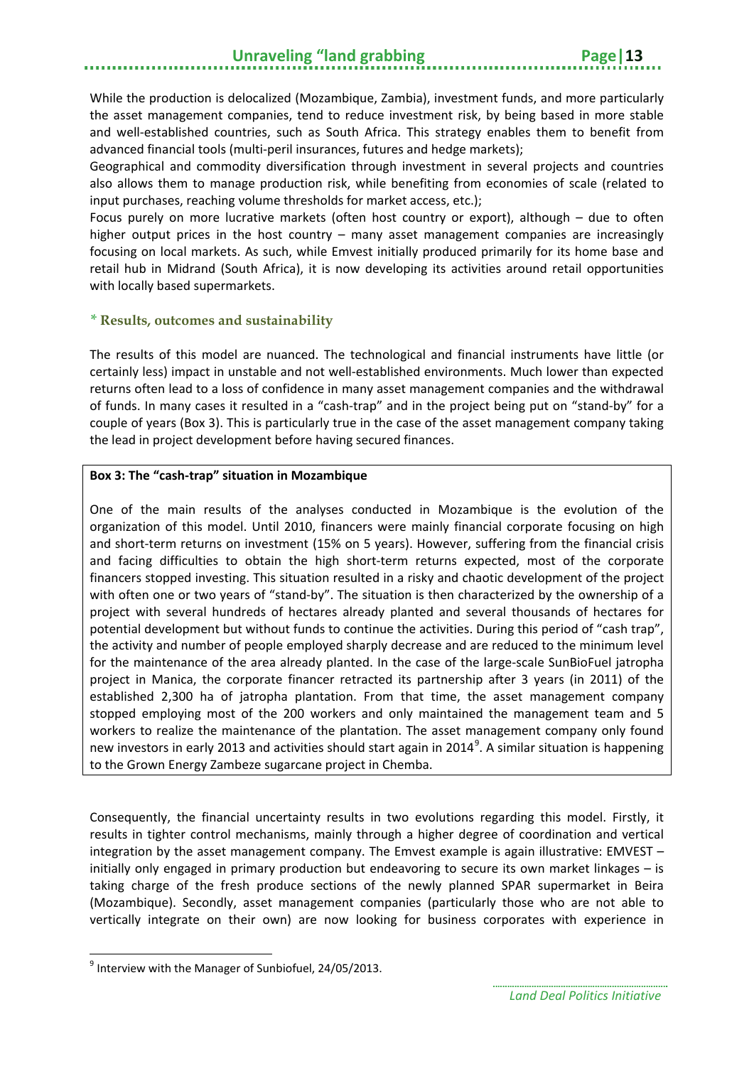While the production is delocalized (Mozambique, Zambia), investment funds, and more particularly the asset management companies, tend to reduce investment risk, by being based in more stable and well-established countries, such as South Africa. This strategy enables them to benefit from advanced financial tools (multi-peril insurances, futures and hedge markets);

Geographical and commodity diversification through investment in several projects and countries also allows them to manage production risk, while benefiting from economies of scale (related to input purchases, reaching volume thresholds for market access, etc.);

Focus purely on more lucrative markets (often host country or export), although – due to often higher output prices in the host country – many asset management companies are increasingly focusing on local markets. As such, while Emvest initially produced primarily for its home base and retail hub in Midrand (South Africa), it is now developing its activities around retail opportunities with locally based supermarkets.

### * Results, outcomes and sustainability

The results of this model are nuanced. The technological and financial instruments have little (or certainly less) impact in unstable and not well-established environments. Much lower than expected returns often lead to a loss of confidence in many asset management companies and the withdrawal of funds. In many cases it resulted in a "cash-trap" and in the project being put on "stand-by" for a couple of years (Box 3). This is particularly true in the case of the asset management company taking the lead in project development before having secured finances.

**Box 3: The "cash-trap" situation in Mozambique**

One of the main results of the analyses conducted in Mozambique is the evolution of the organization of this model. Until 2010, financers were mainly financial corporate focusing on high and short-term returns on investment (15% on 5 years). However, suffering from the financial crisis and facing difficulties to obtain the high short-term returns expected, most of the corporate financers stopped investing. This situation resulted in a risky and chaotic development of the project with often one or two years of "stand-by". The situation is then characterized by the ownership of a project with several hundreds of hectares already planted and several thousands of hectares for potential development but without funds to continue the activities. During this period of "cash trap", the activity and number of people employed sharply decrease and are reduced to the minimum level for the maintenance of the area already planted. In the case of the large-scale SunBioFuel jatropha project in Manica, the corporate financer retracted its partnership after 3 years (in 2011) of the established 2,300 ha of jatropha plantation. From that time, the asset management company stopped employing most of the 200 workers and only maintained the management team and 5 workers to realize the maintenance of the plantation. The asset management company only found new investors in early 2013 and activities should start again in 2014[9]. A similar situation is happening to the Grown Energy Zambeze sugarcane project in Chemba.

Consequently, the financial uncertainty results in two evolutions regarding this model. Firstly, it results in tighter control mechanisms, mainly through a higher degree of coordination and vertical integration by the asset management company. The Emvest example is again illustrative: EMVEST – initially only engaged in primary production but endeavoring to secure its own market linkages – is taking charge of the fresh produce sections of the newly planned SPAR supermarket in Beira (Mozambique). Secondly, asset management companies (particularly those who are not able to vertically integrate on their own) are now looking for business corporates with experience in

[9] Interview with the Manager of Sunbiofuel, 24/05/2013.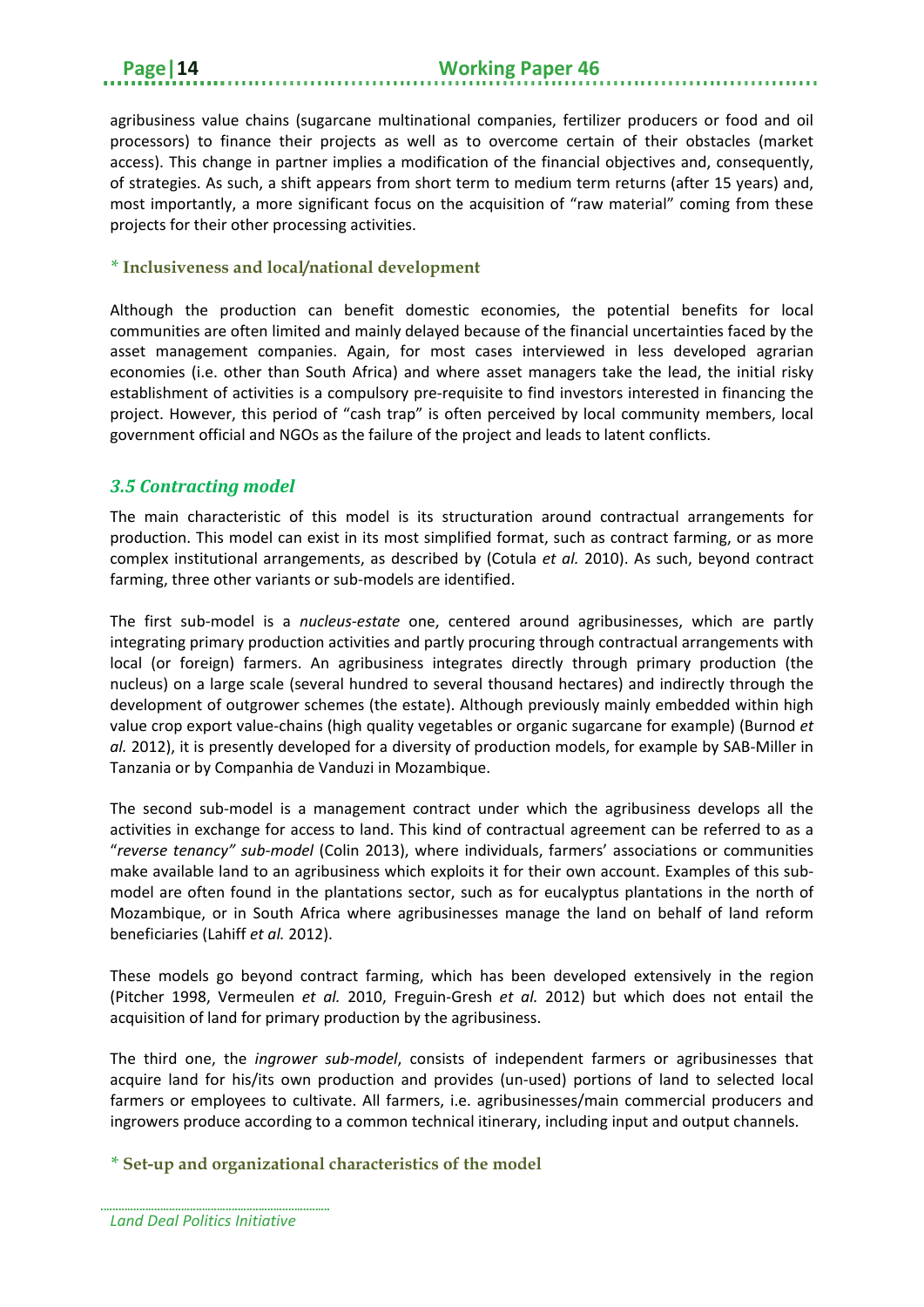agribusiness value chains (sugarcane multinational companies, fertilizer producers or food and oil processors) to finance their projects as well as to overcome certain of their obstacles (market access). This change in partner implies a modification of the financial objectives and, consequently, of strategies. As such, a shift appears from short term to medium term returns (after 15 years) and, most importantly, a more significant focus on the acquisition of "raw material" coming from these projects for their other processing activities.

#### * Inclusiveness and local/national development

Although the production can benefit domestic economies, the potential benefits for local communities are often limited and mainly delayed because of the financial uncertainties faced by the asset management companies. Again, for most cases interviewed in less developed agrarian economies (i.e. other than South Africa) and where asset managers take the lead, the initial risky establishment of activities is a compulsory pre-requisite to find investors interested in financing the project. However, this period of "cash trap" is often perceived by local community members, local government official and NGOs as the failure of the project and leads to latent conflicts.

### *3.5 Contracting model*

The main characteristic of this model is its structuration around contractual arrangements for production. This model can exist in its most simplified format, such as contract farming, or as more complex institutional arrangements, as described by (Cotula *et al.* 2010). As such, beyond contract farming, three other variants or sub-models are identified.

The first sub-model is a *nucleus-estate* one, centered around agribusinesses, which are partly integrating primary production activities and partly procuring through contractual arrangements with local (or foreign) farmers. An agribusiness integrates directly through primary production (the nucleus) on a large scale (several hundred to several thousand hectares) and indirectly through the development of outgrower schemes (the estate). Although previously mainly embedded within high value crop export value-chains (high quality vegetables or organic sugarcane for example) (Burnod *et al.* 2012), it is presently developed for a diversity of production models, for example by SAB-Miller in Tanzania or by Companhia de Vanduzi in Mozambique.

The second sub-model is a management contract under which the agribusiness develops all the activities in exchange for access to land. This kind of contractual agreement can be referred to as a "*reverse tenancy" sub-model* (Colin 2013), where individuals, farmers' associations or communities make available land to an agribusiness which exploits it for their own account. Examples of this sub-model are often found in the plantations sector, such as for eucalyptus plantations in the north of Mozambique, or in South Africa where agribusinesses manage the land on behalf of land reform beneficiaries (Lahiff *et al.* 2012).

These models go beyond contract farming, which has been developed extensively in the region (Pitcher 1998, Vermeulen *et al.* 2010, Freguin-Gresh *et al.* 2012) but which does not entail the acquisition of land for primary production by the agribusiness.

The third one, the *ingrower sub-model*, consists of independent farmers or agribusinesses that acquire land for his/its own production and provides (un-used) portions of land to selected local farmers or employees to cultivate. All farmers, i.e. agribusinesses/main commercial producers and ingrowers produce according to a common technical itinerary, including input and output channels.

#### * Set-up and organizational characteristics of the model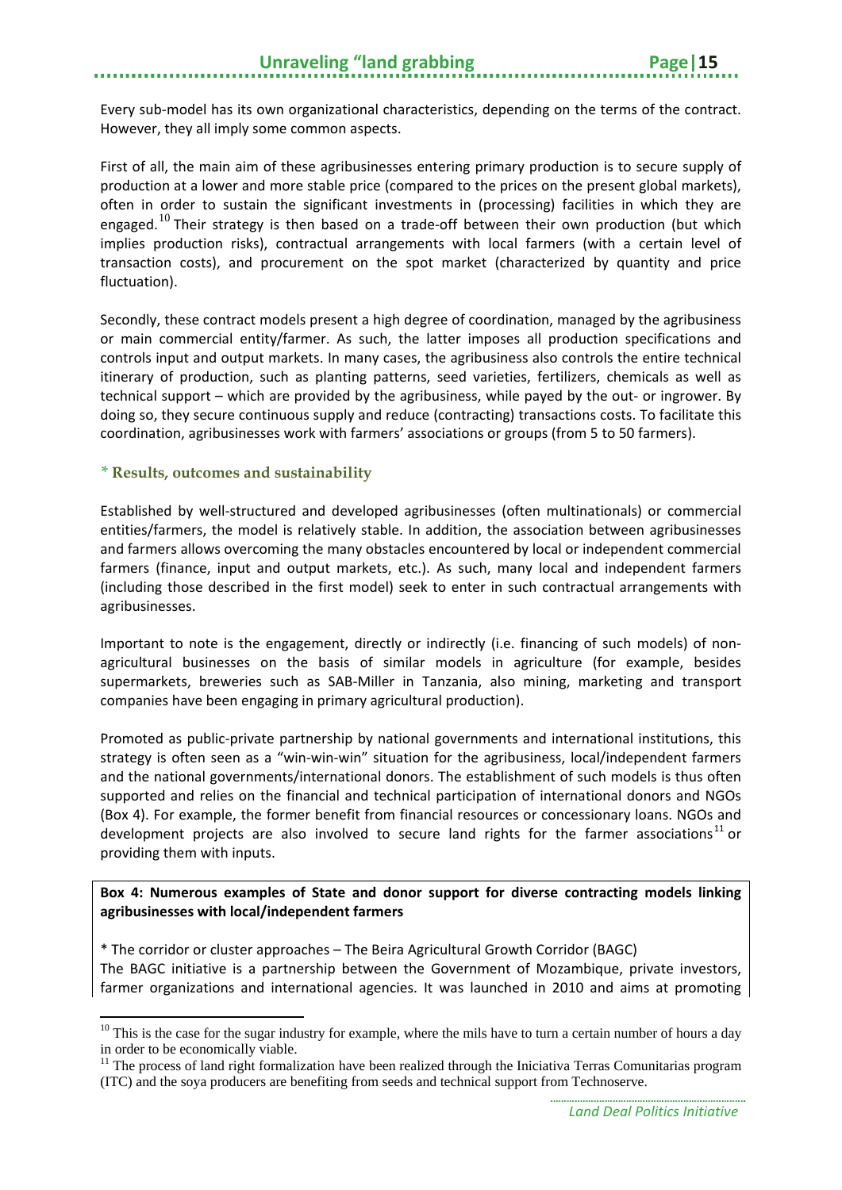Every sub-model has its own organizational characteristics, depending on the terms of the contract. However, they all imply some common aspects.

First of all, the main aim of these agribusinesses entering primary production is to secure supply of production at a lower and more stable price (compared to the prices on the present global markets), often in order to sustain the significant investments in (processing) facilities in which they are engaged.[10] Their strategy is then based on a trade-off between their own production (but which implies production risks), contractual arrangements with local farmers (with a certain level of transaction costs), and procurement on the spot market (characterized by quantity and price fluctuation).

Secondly, these contract models present a high degree of coordination, managed by the agribusiness or main commercial entity/farmer. As such, the latter imposes all production specifications and controls input and output markets. In many cases, the agribusiness also controls the entire technical itinerary of production, such as planting patterns, seed varieties, fertilizers, chemicals as well as technical support – which are provided by the agribusiness, while payed by the out- or ingrower. By doing so, they secure continuous supply and reduce (contracting) transactions costs. To facilitate this coordination, agribusinesses work with farmers' associations or groups (from 5 to 50 farmers).

### * Results, outcomes and sustainability

Established by well-structured and developed agribusinesses (often multinationals) or commercial entities/farmers, the model is relatively stable. In addition, the association between agribusinesses and farmers allows overcoming the many obstacles encountered by local or independent commercial farmers (finance, input and output markets, etc.). As such, many local and independent farmers (including those described in the first model) seek to enter in such contractual arrangements with agribusinesses.

Important to note is the engagement, directly or indirectly (i.e. financing of such models) of non-agricultural businesses on the basis of similar models in agriculture (for example, besides supermarkets, breweries such as SAB-Miller in Tanzania, also mining, marketing and transport companies have been engaging in primary agricultural production).

Promoted as public-private partnership by national governments and international institutions, this strategy is often seen as a "win-win-win" situation for the agribusiness, local/independent farmers and the national governments/international donors. The establishment of such models is thus often supported and relies on the financial and technical participation of international donors and NGOs (Box 4). For example, the former benefit from financial resources or concessionary loans. NGOs and development projects are also involved to secure land rights for the farmer associations[11] or providing them with inputs.

**Box 4: Numerous examples of State and donor support for diverse contracting models linking agribusinesses with local/independent farmers**

* The corridor or cluster approaches – The Beira Agricultural Growth Corridor (BAGC)
The BAGC initiative is a partnership between the Government of Mozambique, private investors, farmer organizations and international agencies. It was launched in 2010 and aims at promoting

---

[10] This is the case for the sugar industry for example, where the mils have to turn a certain number of hours a day in order to be economically viable.

[11] The process of land right formalization have been realized through the Iniciativa Terras Comunitarias program (ITC) and the soya producers are benefiting from seeds and technical support from Technoserve.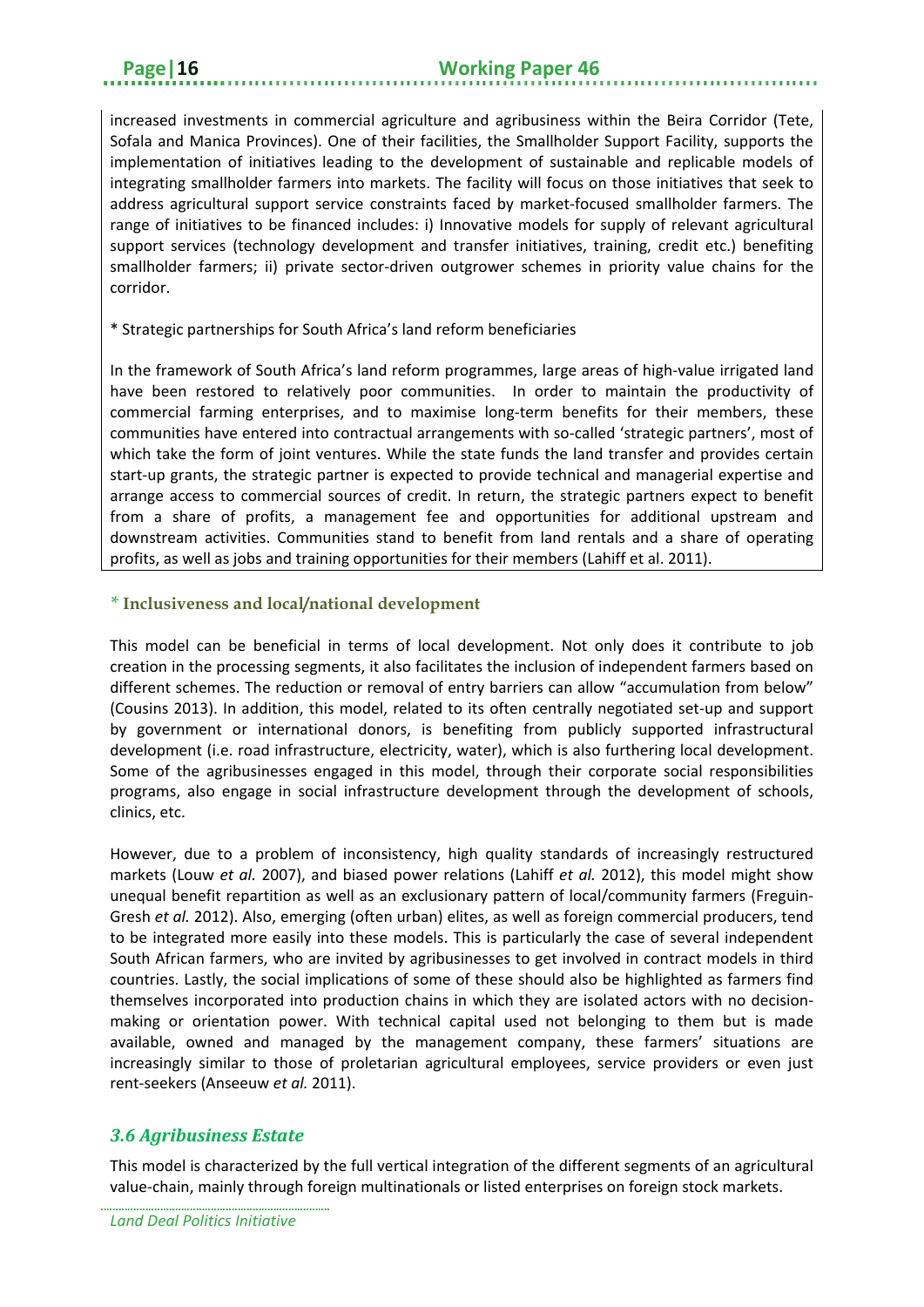increased investments in commercial agriculture and agribusiness within the Beira Corridor (Tete, Sofala and Manica Provinces). One of their facilities, the Smallholder Support Facility, supports the implementation of initiatives leading to the development of sustainable and replicable models of integrating smallholder farmers into markets. The facility will focus on those initiatives that seek to address agricultural support service constraints faced by market-focused smallholder farmers. The range of initiatives to be financed includes: i) Innovative models for supply of relevant agricultural support services (technology development and transfer initiatives, training, credit etc.) benefiting smallholder farmers; ii) private sector-driven outgrower schemes in priority value chains for the corridor.

* Strategic partnerships for South Africa's land reform beneficiaries

In the framework of South Africa's land reform programmes, large areas of high-value irrigated land have been restored to relatively poor communities. In order to maintain the productivity of commercial farming enterprises, and to maximise long-term benefits for their members, these communities have entered into contractual arrangements with so-called 'strategic partners', most of which take the form of joint ventures. While the state funds the land transfer and provides certain start-up grants, the strategic partner is expected to provide technical and managerial expertise and arrange access to commercial sources of credit. In return, the strategic partners expect to benefit from a share of profits, a management fee and opportunities for additional upstream and downstream activities. Communities stand to benefit from land rentals and a share of operating profits, as well as jobs and training opportunities for their members (Lahiff et al. 2011).

**\* Inclusiveness and local/national development**

This model can be beneficial in terms of local development. Not only does it contribute to job creation in the processing segments, it also facilitates the inclusion of independent farmers based on different schemes. The reduction or removal of entry barriers can allow "accumulation from below" (Cousins 2013). In addition, this model, related to its often centrally negotiated set-up and support by government or international donors, is benefiting from publicly supported infrastructural development (i.e. road infrastructure, electricity, water), which is also furthering local development. Some of the agribusinesses engaged in this model, through their corporate social responsibilities programs, also engage in social infrastructure development through the development of schools, clinics, etc.

However, due to a problem of inconsistency, high quality standards of increasingly restructured markets (Louw *et al.* 2007), and biased power relations (Lahiff *et al.* 2012), this model might show unequal benefit repartition as well as an exclusionary pattern of local/community farmers (Freguin-Gresh *et al.* 2012). Also, emerging (often urban) elites, as well as foreign commercial producers, tend to be integrated more easily into these models. This is particularly the case of several independent South African farmers, who are invited by agribusinesses to get involved in contract models in third countries. Lastly, the social implications of some of these should also be highlighted as farmers find themselves incorporated into production chains in which they are isolated actors with no decision-making or orientation power. With technical capital used not belonging to them but is made available, owned and managed by the management company, these farmers' situations are increasingly similar to those of proletarian agricultural employees, service providers or even just rent-seekers (Anseeuw *et al.* 2011).

## *3.6 Agribusiness Estate*

This model is characterized by the full vertical integration of the different segments of an agricultural value-chain, mainly through foreign multinationals or listed enterprises on foreign stock markets.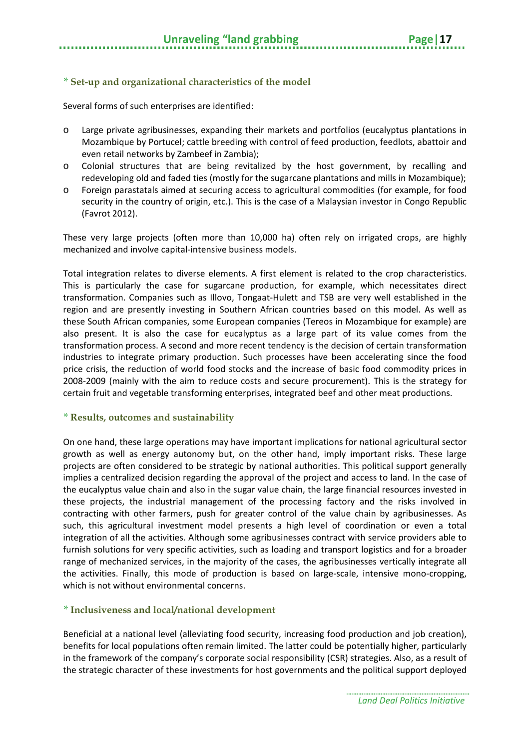### * Set-up and organizational characteristics of the model

Several forms of such enterprises are identified:

- Large private agribusinesses, expanding their markets and portfolios (eucalyptus plantations in Mozambique by Portucel; cattle breeding with control of feed production, feedlots, abattoir and even retail networks by Zambeef in Zambia);
- Colonial structures that are being revitalized by the host government, by recalling and redeveloping old and faded ties (mostly for the sugarcane plantations and mills in Mozambique);
- Foreign parastatals aimed at securing access to agricultural commodities (for example, for food security in the country of origin, etc.). This is the case of a Malaysian investor in Congo Republic (Favrot 2012).

These very large projects (often more than 10,000 ha) often rely on irrigated crops, are highly mechanized and involve capital-intensive business models.

Total integration relates to diverse elements. A first element is related to the crop characteristics. This is particularly the case for sugarcane production, for example, which necessitates direct transformation. Companies such as Illovo, Tongaat-Hulett and TSB are very well established in the region and are presently investing in Southern African countries based on this model. As well as these South African companies, some European companies (Tereos in Mozambique for example) are also present. It is also the case for eucalyptus as a large part of its value comes from the transformation process. A second and more recent tendency is the decision of certain transformation industries to integrate primary production. Such processes have been accelerating since the food price crisis, the reduction of world food stocks and the increase of basic food commodity prices in 2008-2009 (mainly with the aim to reduce costs and secure procurement). This is the strategy for certain fruit and vegetable transforming enterprises, integrated beef and other meat productions.

### * Results, outcomes and sustainability

On one hand, these large operations may have important implications for national agricultural sector growth as well as energy autonomy but, on the other hand, imply important risks. These large projects are often considered to be strategic by national authorities. This political support generally implies a centralized decision regarding the approval of the project and access to land. In the case of the eucalyptus value chain and also in the sugar value chain, the large financial resources invested in these projects, the industrial management of the processing factory and the risks involved in contracting with other farmers, push for greater control of the value chain by agribusinesses. As such, this agricultural investment model presents a high level of coordination or even a total integration of all the activities. Although some agribusinesses contract with service providers able to furnish solutions for very specific activities, such as loading and transport logistics and for a broader range of mechanized services, in the majority of the cases, the agribusinesses vertically integrate all the activities. Finally, this mode of production is based on large-scale, intensive mono-cropping, which is not without environmental concerns.

### * Inclusiveness and local/national development

Beneficial at a national level (alleviating food security, increasing food production and job creation), benefits for local populations often remain limited. The latter could be potentially higher, particularly in the framework of the company's corporate social responsibility (CSR) strategies. Also, as a result of the strategic character of these investments for host governments and the political support deployed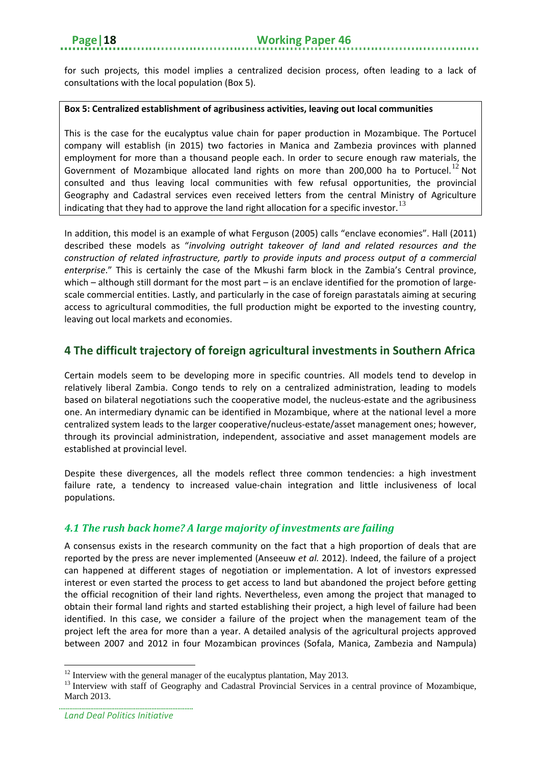for such projects, this model implies a centralized decision process, often leading to a lack of consultations with the local population (Box 5).

> **Box 5: Centralized establishment of agribusiness activities, leaving out local communities**
>
> This is the case for the eucalyptus value chain for paper production in Mozambique. The Portucel company will establish (in 2015) two factories in Manica and Zambezia provinces with planned employment for more than a thousand people each. In order to secure enough raw materials, the Government of Mozambique allocated land rights on more than 200,000 ha to Portucel.[12] Not consulted and thus leaving local communities with few refusal opportunities, the provincial Geography and Cadastral services even received letters from the central Ministry of Agriculture indicating that they had to approve the land right allocation for a specific investor.[13]

In addition, this model is an example of what Ferguson (2005) calls "enclave economies". Hall (2011) described these models as "*involving outright takeover of land and related resources and the construction of related infrastructure, partly to provide inputs and process output of a commercial enterprise*." This is certainly the case of the Mkushi farm block in the Zambia's Central province, which – although still dormant for the most part – is an enclave identified for the promotion of large-scale commercial entities. Lastly, and particularly in the case of foreign parastatals aiming at securing access to agricultural commodities, the full production might be exported to the investing country, leaving out local markets and economies.

## 4 The difficult trajectory of foreign agricultural investments in Southern Africa

Certain models seem to be developing more in specific countries. All models tend to develop in relatively liberal Zambia. Congo tends to rely on a centralized administration, leading to models based on bilateral negotiations such the cooperative model, the nucleus-estate and the agribusiness one. An intermediary dynamic can be identified in Mozambique, where at the national level a more centralized system leads to the larger cooperative/nucleus-estate/asset management ones; however, through its provincial administration, independent, associative and asset management models are established at provincial level.

Despite these divergences, all the models reflect three common tendencies: a high investment failure rate, a tendency to increased value-chain integration and little inclusiveness of local populations.

### *4.1 The rush back home? A large majority of investments are failing*

A consensus exists in the research community on the fact that a high proportion of deals that are reported by the press are never implemented (Anseeuw *et al.* 2012). Indeed, the failure of a project can happened at different stages of negotiation or implementation. A lot of investors expressed interest or even started the process to get access to land but abandoned the project before getting the official recognition of their land rights. Nevertheless, even among the project that managed to obtain their formal land rights and started establishing their project, a high level of failure had been identified. In this case, we consider a failure of the project when the management team of the project left the area for more than a year. A detailed analysis of the agricultural projects approved between 2007 and 2012 in four Mozambican provinces (Sofala, Manica, Zambezia and Nampula)

[12] Interview with the general manager of the eucalyptus plantation, May 2013.

[13] Interview with staff of Geography and Cadastral Provincial Services in a central province of Mozambique, March 2013.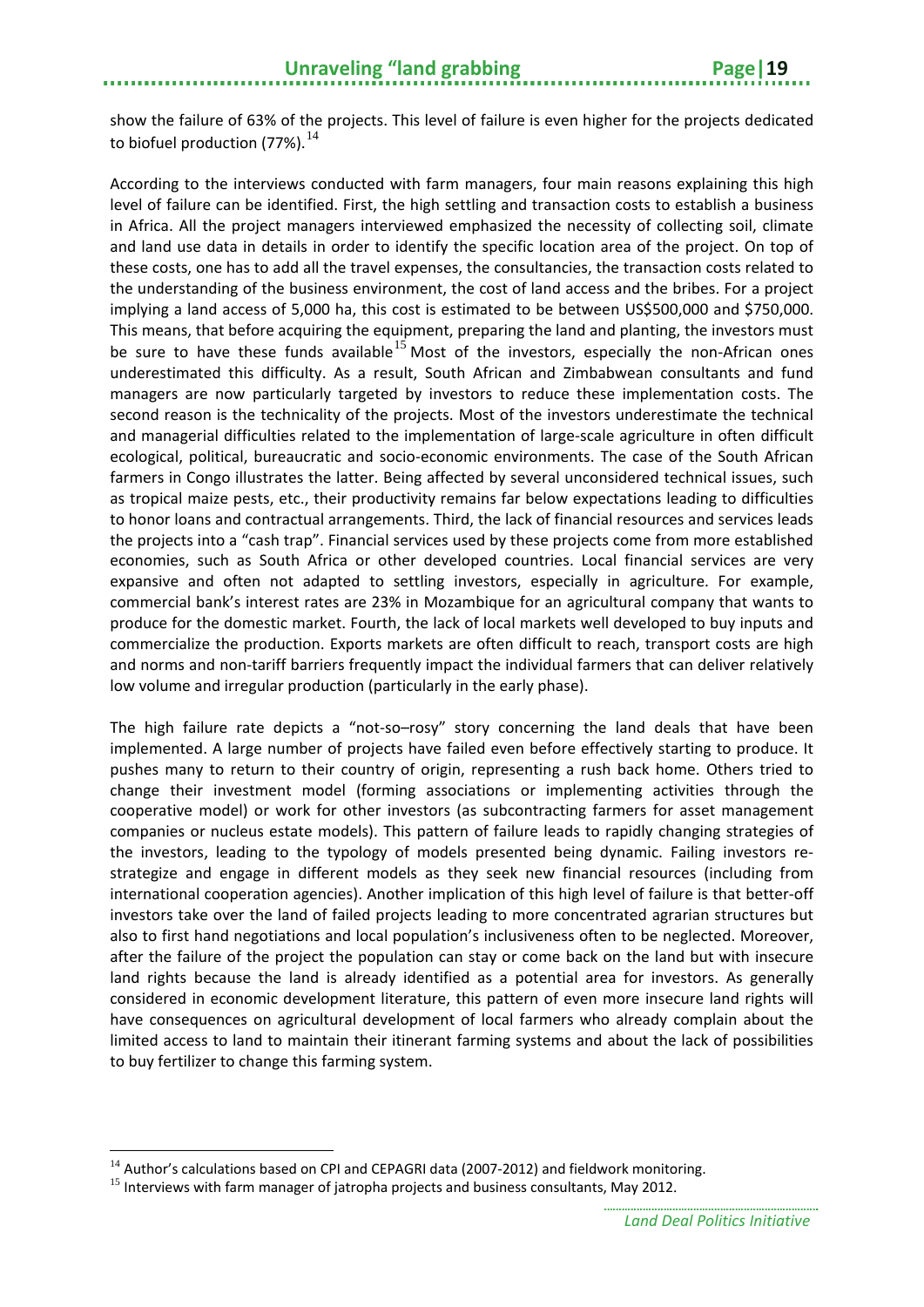show the failure of 63% of the projects. This level of failure is even higher for the projects dedicated to biofuel production (77%).[14]

According to the interviews conducted with farm managers, four main reasons explaining this high level of failure can be identified. First, the high settling and transaction costs to establish a business in Africa. All the project managers interviewed emphasized the necessity of collecting soil, climate and land use data in details in order to identify the specific location area of the project. On top of these costs, one has to add all the travel expenses, the consultancies, the transaction costs related to the understanding of the business environment, the cost of land access and the bribes. For a project implying a land access of 5,000 ha, this cost is estimated to be between US$500,000 and $750,000. This means, that before acquiring the equipment, preparing the land and planting, the investors must be sure to have these funds available[15] Most of the investors, especially the non-African ones underestimated this difficulty. As a result, South African and Zimbabwean consultants and fund managers are now particularly targeted by investors to reduce these implementation costs. The second reason is the technicality of the projects. Most of the investors underestimate the technical and managerial difficulties related to the implementation of large-scale agriculture in often difficult ecological, political, bureaucratic and socio-economic environments. The case of the South African farmers in Congo illustrates the latter. Being affected by several unconsidered technical issues, such as tropical maize pests, etc., their productivity remains far below expectations leading to difficulties to honor loans and contractual arrangements. Third, the lack of financial resources and services leads the projects into a "cash trap". Financial services used by these projects come from more established economies, such as South Africa or other developed countries. Local financial services are very expansive and often not adapted to settling investors, especially in agriculture. For example, commercial bank's interest rates are 23% in Mozambique for an agricultural company that wants to produce for the domestic market. Fourth, the lack of local markets well developed to buy inputs and commercialize the production. Exports markets are often difficult to reach, transport costs are high and norms and non-tariff barriers frequently impact the individual farmers that can deliver relatively low volume and irregular production (particularly in the early phase).

The high failure rate depicts a "not-so–rosy" story concerning the land deals that have been implemented. A large number of projects have failed even before effectively starting to produce. It pushes many to return to their country of origin, representing a rush back home. Others tried to change their investment model (forming associations or implementing activities through the cooperative model) or work for other investors (as subcontracting farmers for asset management companies or nucleus estate models). This pattern of failure leads to rapidly changing strategies of the investors, leading to the typology of models presented being dynamic. Failing investors re-strategize and engage in different models as they seek new financial resources (including from international cooperation agencies). Another implication of this high level of failure is that better-off investors take over the land of failed projects leading to more concentrated agrarian structures but also to first hand negotiations and local population's inclusiveness often to be neglected. Moreover, after the failure of the project the population can stay or come back on the land but with insecure land rights because the land is already identified as a potential area for investors. As generally considered in economic development literature, this pattern of even more insecure land rights will have consequences on agricultural development of local farmers who already complain about the limited access to land to maintain their itinerant farming systems and about the lack of possibilities to buy fertilizer to change this farming system.

---

[14] Author's calculations based on CPI and CEPAGRI data (2007-2012) and fieldwork monitoring.

[15] Interviews with farm manager of jatropha projects and business consultants, May 2012.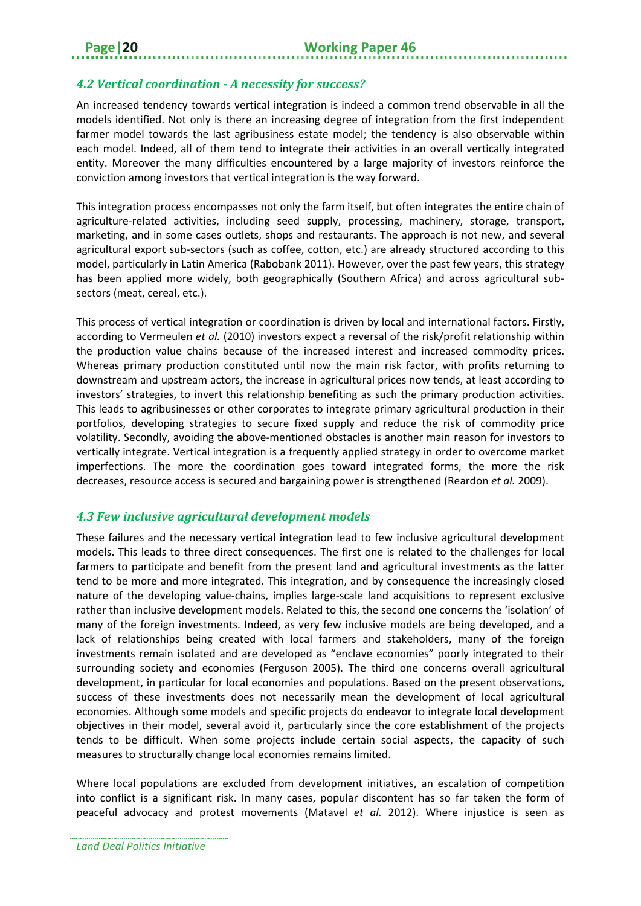### *4.2 Vertical coordination - A necessity for success?*

An increased tendency towards vertical integration is indeed a common trend observable in all the models identified. Not only is there an increasing degree of integration from the first independent farmer model towards the last agribusiness estate model; the tendency is also observable within each model. Indeed, all of them tend to integrate their activities in an overall vertically integrated entity. Moreover the many difficulties encountered by a large majority of investors reinforce the conviction among investors that vertical integration is the way forward.

This integration process encompasses not only the farm itself, but often integrates the entire chain of agriculture-related activities, including seed supply, processing, machinery, storage, transport, marketing, and in some cases outlets, shops and restaurants. The approach is not new, and several agricultural export sub-sectors (such as coffee, cotton, etc.) are already structured according to this model, particularly in Latin America (Rabobank 2011). However, over the past few years, this strategy has been applied more widely, both geographically (Southern Africa) and across agricultural sub-sectors (meat, cereal, etc.).

This process of vertical integration or coordination is driven by local and international factors. Firstly, according to Vermeulen *et al.* (2010) investors expect a reversal of the risk/profit relationship within the production value chains because of the increased interest and increased commodity prices. Whereas primary production constituted until now the main risk factor, with profits returning to downstream and upstream actors, the increase in agricultural prices now tends, at least according to investors' strategies, to invert this relationship benefiting as such the primary production activities. This leads to agribusinesses or other corporates to integrate primary agricultural production in their portfolios, developing strategies to secure fixed supply and reduce the risk of commodity price volatility. Secondly, avoiding the above-mentioned obstacles is another main reason for investors to vertically integrate. Vertical integration is a frequently applied strategy in order to overcome market imperfections. The more the coordination goes toward integrated forms, the more the risk decreases, resource access is secured and bargaining power is strengthened (Reardon *et al.* 2009).

### *4.3 Few inclusive agricultural development models*

These failures and the necessary vertical integration lead to few inclusive agricultural development models. This leads to three direct consequences. The first one is related to the challenges for local farmers to participate and benefit from the present land and agricultural investments as the latter tend to be more and more integrated. This integration, and by consequence the increasingly closed nature of the developing value-chains, implies large-scale land acquisitions to represent exclusive rather than inclusive development models. Related to this, the second one concerns the 'isolation' of many of the foreign investments. Indeed, as very few inclusive models are being developed, and a lack of relationships being created with local farmers and stakeholders, many of the foreign investments remain isolated and are developed as "enclave economies" poorly integrated to their surrounding society and economies (Ferguson 2005). The third one concerns overall agricultural development, in particular for local economies and populations. Based on the present observations, success of these investments does not necessarily mean the development of local agricultural economies. Although some models and specific projects do endeavor to integrate local development objectives in their model, several avoid it, particularly since the core establishment of the projects tends to be difficult. When some projects include certain social aspects, the capacity of such measures to structurally change local economies remains limited.

Where local populations are excluded from development initiatives, an escalation of competition into conflict is a significant risk. In many cases, popular discontent has so far taken the form of peaceful advocacy and protest movements (Matavel *et al.* 2012). Where injustice is seen as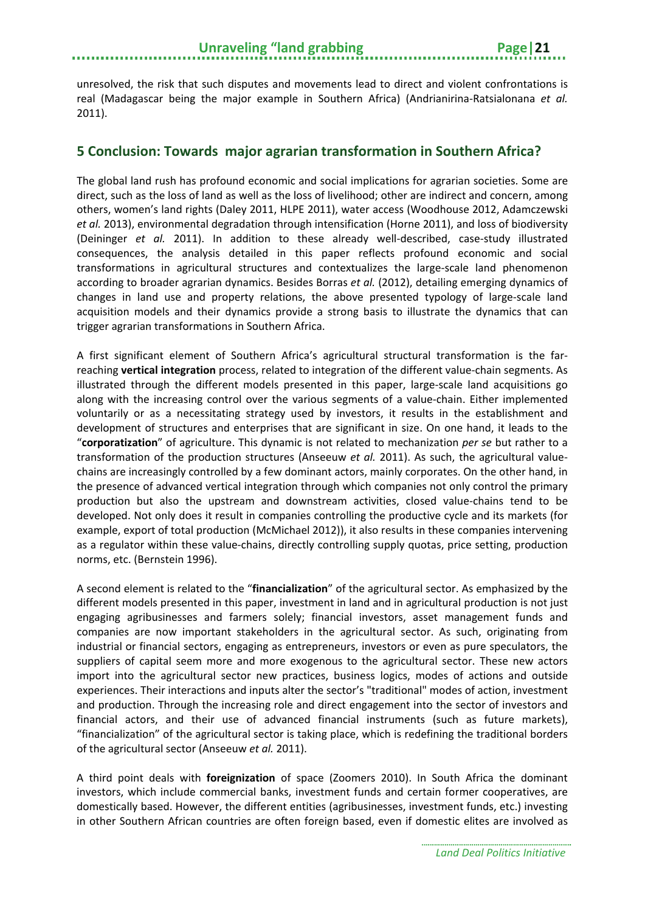unresolved, the risk that such disputes and movements lead to direct and violent confrontations is real (Madagascar being the major example in Southern Africa) (Andrianirina-Ratsialonana *et al.* 2011).

## 5 Conclusion: Towards major agrarian transformation in Southern Africa?

The global land rush has profound economic and social implications for agrarian societies. Some are direct, such as the loss of land as well as the loss of livelihood; other are indirect and concern, among others, women's land rights (Daley 2011, HLPE 2011), water access (Woodhouse 2012, Adamczewski *et al.* 2013), environmental degradation through intensification (Horne 2011), and loss of biodiversity (Deininger *et al.* 2011). In addition to these already well-described, case-study illustrated consequences, the analysis detailed in this paper reflects profound economic and social transformations in agricultural structures and contextualizes the large-scale land phenomenon according to broader agrarian dynamics. Besides Borras *et al.* (2012), detailing emerging dynamics of changes in land use and property relations, the above presented typology of large-scale land acquisition models and their dynamics provide a strong basis to illustrate the dynamics that can trigger agrarian transformations in Southern Africa.

A first significant element of Southern Africa's agricultural structural transformation is the far-reaching **vertical integration** process, related to integration of the different value-chain segments. As illustrated through the different models presented in this paper, large-scale land acquisitions go along with the increasing control over the various segments of a value-chain. Either implemented voluntarily or as a necessitating strategy used by investors, it results in the establishment and development of structures and enterprises that are significant in size. On one hand, it leads to the "**corporatization**" of agriculture. This dynamic is not related to mechanization *per se* but rather to a transformation of the production structures (Anseeuw *et al.* 2011). As such, the agricultural value-chains are increasingly controlled by a few dominant actors, mainly corporates. On the other hand, in the presence of advanced vertical integration through which companies not only control the primary production but also the upstream and downstream activities, closed value-chains tend to be developed. Not only does it result in companies controlling the productive cycle and its markets (for example, export of total production (McMichael 2012)), it also results in these companies intervening as a regulator within these value-chains, directly controlling supply quotas, price setting, production norms, etc. (Bernstein 1996).

A second element is related to the "**financialization**" of the agricultural sector. As emphasized by the different models presented in this paper, investment in land and in agricultural production is not just engaging agribusinesses and farmers solely; financial investors, asset management funds and companies are now important stakeholders in the agricultural sector. As such, originating from industrial or financial sectors, engaging as entrepreneurs, investors or even as pure speculators, the suppliers of capital seem more and more exogenous to the agricultural sector. These new actors import into the agricultural sector new practices, business logics, modes of actions and outside experiences. Their interactions and inputs alter the sector's "traditional" modes of action, investment and production. Through the increasing role and direct engagement into the sector of investors and financial actors, and their use of advanced financial instruments (such as future markets), "financialization" of the agricultural sector is taking place, which is redefining the traditional borders of the agricultural sector (Anseeuw *et al.* 2011).

A third point deals with **foreignization** of space (Zoomers 2010). In South Africa the dominant investors, which include commercial banks, investment funds and certain former cooperatives, are domestically based. However, the different entities (agribusinesses, investment funds, etc.) investing in other Southern African countries are often foreign based, even if domestic elites are involved as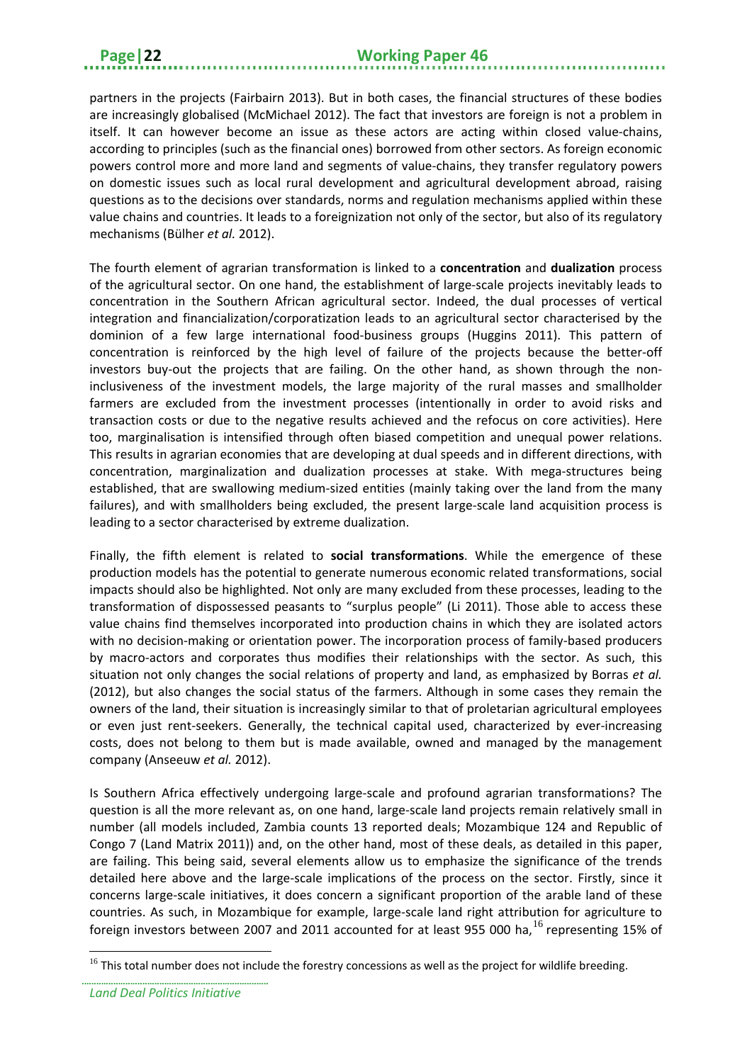partners in the projects (Fairbairn 2013). But in both cases, the financial structures of these bodies are increasingly globalised (McMichael 2012). The fact that investors are foreign is not a problem in itself. It can however become an issue as these actors are acting within closed value-chains, according to principles (such as the financial ones) borrowed from other sectors. As foreign economic powers control more and more land and segments of value-chains, they transfer regulatory powers on domestic issues such as local rural development and agricultural development abroad, raising questions as to the decisions over standards, norms and regulation mechanisms applied within these value chains and countries. It leads to a foreignization not only of the sector, but also of its regulatory mechanisms (Bülher *et al.* 2012).

The fourth element of agrarian transformation is linked to a **concentration** and **dualization** process of the agricultural sector. On one hand, the establishment of large-scale projects inevitably leads to concentration in the Southern African agricultural sector. Indeed, the dual processes of vertical integration and financialization/corporatization leads to an agricultural sector characterised by the dominion of a few large international food-business groups (Huggins 2011). This pattern of concentration is reinforced by the high level of failure of the projects because the better-off investors buy-out the projects that are failing. On the other hand, as shown through the non-inclusiveness of the investment models, the large majority of the rural masses and smallholder farmers are excluded from the investment processes (intentionally in order to avoid risks and transaction costs or due to the negative results achieved and the refocus on core activities). Here too, marginalisation is intensified through often biased competition and unequal power relations. This results in agrarian economies that are developing at dual speeds and in different directions, with concentration, marginalization and dualization processes at stake. With mega-structures being established, that are swallowing medium-sized entities (mainly taking over the land from the many failures), and with smallholders being excluded, the present large-scale land acquisition process is leading to a sector characterised by extreme dualization.

Finally, the fifth element is related to **social transformations**. While the emergence of these production models has the potential to generate numerous economic related transformations, social impacts should also be highlighted. Not only are many excluded from these processes, leading to the transformation of dispossessed peasants to "surplus people" (Li 2011). Those able to access these value chains find themselves incorporated into production chains in which they are isolated actors with no decision-making or orientation power. The incorporation process of family-based producers by macro-actors and corporates thus modifies their relationships with the sector. As such, this situation not only changes the social relations of property and land, as emphasized by Borras *et al.* (2012), but also changes the social status of the farmers. Although in some cases they remain the owners of the land, their situation is increasingly similar to that of proletarian agricultural employees or even just rent-seekers. Generally, the technical capital used, characterized by ever-increasing costs, does not belong to them but is made available, owned and managed by the management company (Anseeuw *et al.* 2012).

Is Southern Africa effectively undergoing large-scale and profound agrarian transformations? The question is all the more relevant as, on one hand, large-scale land projects remain relatively small in number (all models included, Zambia counts 13 reported deals; Mozambique 124 and Republic of Congo 7 (Land Matrix 2011)) and, on the other hand, most of these deals, as detailed in this paper, are failing. This being said, several elements allow us to emphasize the significance of the trends detailed here above and the large-scale implications of the process on the sector. Firstly, since it concerns large-scale initiatives, it does concern a significant proportion of the arable land of these countries. As such, in Mozambique for example, large-scale land right attribution for agriculture to foreign investors between 2007 and 2011 accounted for at least 955 000 ha,[16] representing 15% of

[16] This total number does not include the forestry concessions as well as the project for wildlife breeding.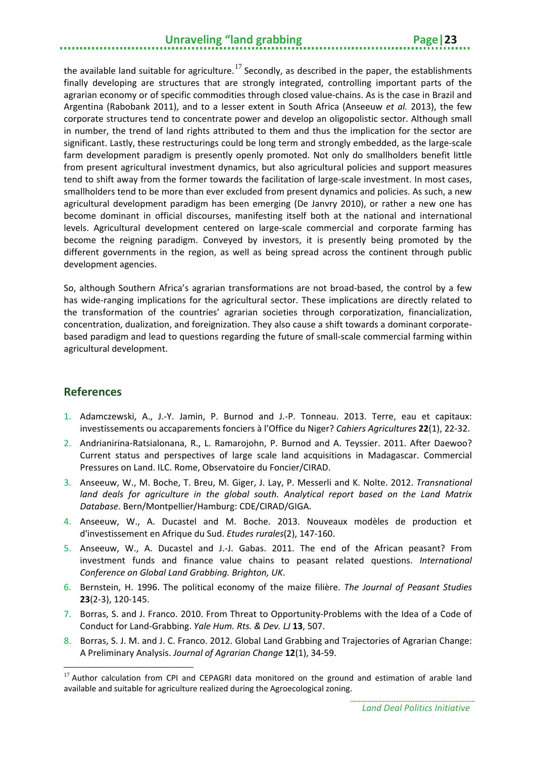the available land suitable for agriculture.[17] Secondly, as described in the paper, the establishments finally developing are structures that are strongly integrated, controlling important parts of the agrarian economy or of specific commodities through closed value-chains. As is the case in Brazil and Argentina (Rabobank 2011), and to a lesser extent in South Africa (Anseeuw *et al.* 2013), the few corporate structures tend to concentrate power and develop an oligopolistic sector. Although small in number, the trend of land rights attributed to them and thus the implication for the sector are significant. Lastly, these restructurings could be long term and strongly embedded, as the large-scale farm development paradigm is presently openly promoted. Not only do smallholders benefit little from present agricultural investment dynamics, but also agricultural policies and support measures tend to shift away from the former towards the facilitation of large-scale investment. In most cases, smallholders tend to be more than ever excluded from present dynamics and policies. As such, a new agricultural development paradigm has been emerging (De Janvry 2010), or rather a new one has become dominant in official discourses, manifesting itself both at the national and international levels. Agricultural development centered on large-scale commercial and corporate farming has become the reigning paradigm. Conveyed by investors, it is presently being promoted by the different governments in the region, as well as being spread across the continent through public development agencies.

So, although Southern Africa's agrarian transformations are not broad-based, the control by a few has wide-ranging implications for the agricultural sector. These implications are directly related to the transformation of the countries' agrarian societies through corporatization, financialization, concentration, dualization, and foreignization. They also cause a shift towards a dominant corporate-based paradigm and lead to questions regarding the future of small-scale commercial farming within agricultural development.

## References

1. Adamczewski, A., J.-Y. Jamin, P. Burnod and J.-P. Tonneau. 2013. Terre, eau et capitaux: investissements ou accaparements fonciers à l'Office du Niger? *Cahiers Agricultures* **22**(1), 22-32.
2. Andrianirina-Ratsialonana, R., L. Ramarojohn, P. Burnod and A. Teyssier. 2011. After Daewoo? Current status and perspectives of large scale land acquisitions in Madagascar. Commercial Pressures on Land. ILC. Rome, Observatoire du Foncier/CIRAD.
3. Anseeuw, W., M. Boche, T. Breu, M. Giger, J. Lay, P. Messerli and K. Nolte. 2012. *Transnational land deals for agriculture in the global south. Analytical report based on the Land Matrix Database*. Bern/Montpellier/Hamburg: CDE/CIRAD/GIGA.
4. Anseeuw, W., A. Ducastel and M. Boche. 2013. Nouveaux modèles de production et d'investissement en Afrique du Sud. *Etudes rurales*(2), 147-160.
5. Anseeuw, W., A. Ducastel and J.-J. Gabas. 2011. The end of the African peasant? From investment funds and finance value chains to peasant related questions. *International Conference on Global Land Grabbing. Brighton, UK*.
6. Bernstein, H. 1996. The political economy of the maize filière. *The Journal of Peasant Studies* **23**(2-3), 120-145.
7. Borras, S. and J. Franco. 2010. From Threat to Opportunity-Problems with the Idea of a Code of Conduct for Land-Grabbing. *Yale Hum. Rts. & Dev. LJ* **13**, 507.
8. Borras, S. J. M. and J. C. Franco. 2012. Global Land Grabbing and Trajectories of Agrarian Change: A Preliminary Analysis. *Journal of Agrarian Change* **12**(1), 34-59.

[17] Author calculation from CPI and CEPAGRI data monitored on the ground and estimation of arable land available and suitable for agriculture realized during the Agroecological zoning.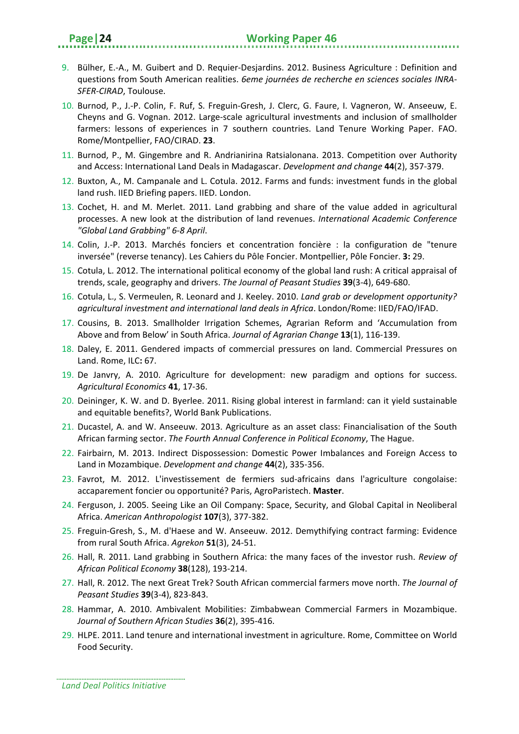9. Bülher, E.-A., M. Guibert and D. Requier-Desjardins. 2012. Business Agriculture : Definition and questions from South American realities. *6eme journées de recherche en sciences sociales INRA-SFER-CIRAD*, Toulouse.
10. Burnod, P., J.-P. Colin, F. Ruf, S. Freguin-Gresh, J. Clerc, G. Faure, I. Vagneron, W. Anseeuw, E. Cheyns and G. Vognan. 2012. Large-scale agricultural investments and inclusion of smallholder farmers: lessons of experiences in 7 southern countries. Land Tenure Working Paper. FAO. Rome/Montpellier, FAO/CIRAD. **23**.
11. Burnod, P., M. Gingembre and R. Andrianirina Ratsialonana. 2013. Competition over Authority and Access: International Land Deals in Madagascar. *Development and change* **44**(2), 357-379.
12. Buxton, A., M. Campanale and L. Cotula. 2012. Farms and funds: investment funds in the global land rush. IIED Briefing papers. IIED. London.
13. Cochet, H. and M. Merlet. 2011. Land grabbing and share of the value added in agricultural processes. A new look at the distribution of land revenues. *International Academic Conference "Global Land Grabbing" 6-8 April*.
14. Colin, J.-P. 2013. Marchés fonciers et concentration foncière : la configuration de "tenure inversée" (reverse tenancy). Les Cahiers du Pôle Foncier. Montpellier, Pôle Foncier. **3:** 29.
15. Cotula, L. 2012. The international political economy of the global land rush: A critical appraisal of trends, scale, geography and drivers. *The Journal of Peasant Studies* **39**(3-4), 649-680.
16. Cotula, L., S. Vermeulen, R. Leonard and J. Keeley. 2010. *Land grab or development opportunity? agricultural investment and international land deals in Africa*. London/Rome: IIED/FAO/IFAD.
17. Cousins, B. 2013. Smallholder Irrigation Schemes, Agrarian Reform and 'Accumulation from Above and from Below' in South Africa. *Journal of Agrarian Change* **13**(1), 116-139.
18. Daley, E. 2011. Gendered impacts of commercial pressures on land. Commercial Pressures on Land. Rome, ILC**:** 67.
19. De Janvry, A. 2010. Agriculture for development: new paradigm and options for success. *Agricultural Economics* **41**, 17-36.
20. Deininger, K. W. and D. Byerlee. 2011. Rising global interest in farmland: can it yield sustainable and equitable benefits?, World Bank Publications.
21. Ducastel, A. and W. Anseeuw. 2013. Agriculture as an asset class: Financialisation of the South African farming sector. *The Fourth Annual Conference in Political Economy*, The Hague.
22. Fairbairn, M. 2013. Indirect Dispossession: Domestic Power Imbalances and Foreign Access to Land in Mozambique. *Development and change* **44**(2), 335-356.
23. Favrot, M. 2012. L'investissement de fermiers sud-africains dans l'agriculture congolaise: accaparement foncier ou opportunité? Paris, AgroParistech. **Master**.
24. Ferguson, J. 2005. Seeing Like an Oil Company: Space, Security, and Global Capital in Neoliberal Africa. *American Anthropologist* **107**(3), 377-382.
25. Freguin-Gresh, S., M. d'Haese and W. Anseeuw. 2012. Demythifying contract farming: Evidence from rural South Africa. *Agrekon* **51**(3), 24-51.
26. Hall, R. 2011. Land grabbing in Southern Africa: the many faces of the investor rush. *Review of African Political Economy* **38**(128), 193-214.
27. Hall, R. 2012. The next Great Trek? South African commercial farmers move north. *The Journal of Peasant Studies* **39**(3-4), 823-843.
28. Hammar, A. 2010. Ambivalent Mobilities: Zimbabwean Commercial Farmers in Mozambique. *Journal of Southern African Studies* **36**(2), 395-416.
29. HLPE. 2011. Land tenure and international investment in agriculture. Rome, Committee on World Food Security.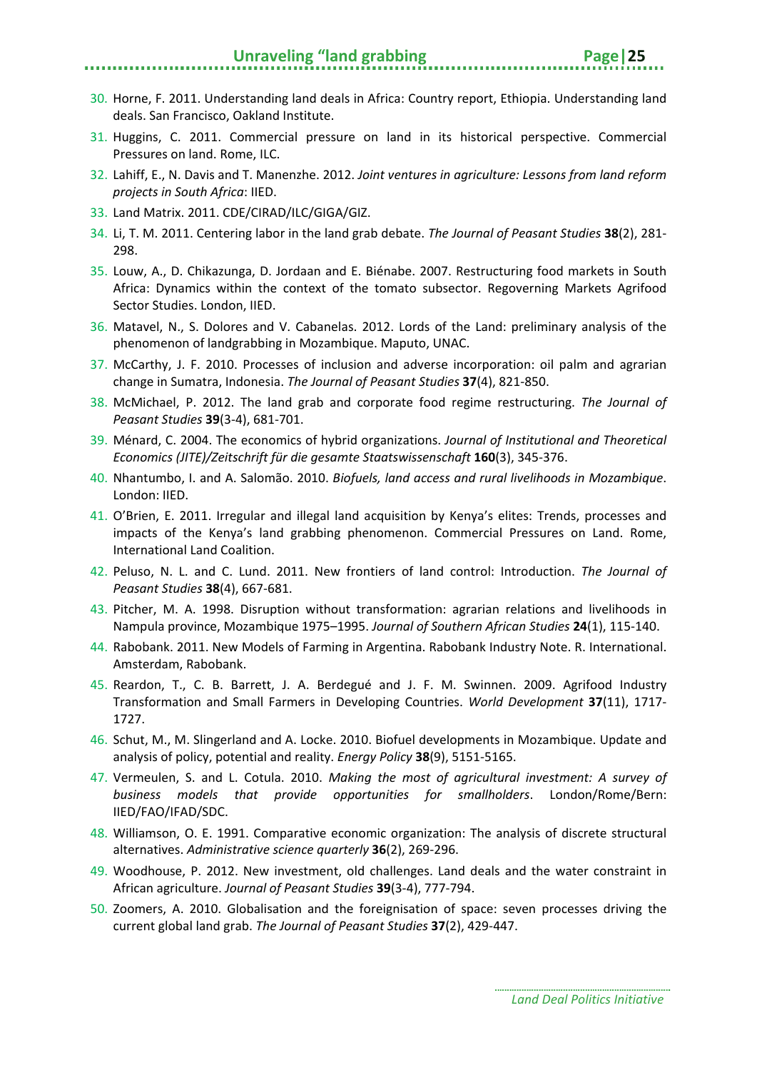30. Horne, F. 2011. Understanding land deals in Africa: Country report, Ethiopia. Understanding land deals. San Francisco, Oakland Institute.
31. Huggins, C. 2011. Commercial pressure on land in its historical perspective. Commercial Pressures on land. Rome, ILC.
32. Lahiff, E., N. Davis and T. Manenzhe. 2012. *Joint ventures in agriculture: Lessons from land reform projects in South Africa*: IIED.
33. Land Matrix. 2011. CDE/CIRAD/ILC/GIGA/GIZ.
34. Li, T. M. 2011. Centering labor in the land grab debate. *The Journal of Peasant Studies* **38**(2), 281-298.
35. Louw, A., D. Chikazunga, D. Jordaan and E. Biénabe. 2007. Restructuring food markets in South Africa: Dynamics within the context of the tomato subsector. Regoverning Markets Agrifood Sector Studies. London, IIED.
36. Matavel, N., S. Dolores and V. Cabanelas. 2012. Lords of the Land: preliminary analysis of the phenomenon of landgrabbing in Mozambique. Maputo, UNAC.
37. McCarthy, J. F. 2010. Processes of inclusion and adverse incorporation: oil palm and agrarian change in Sumatra, Indonesia. *The Journal of Peasant Studies* **37**(4), 821-850.
38. McMichael, P. 2012. The land grab and corporate food regime restructuring. *The Journal of Peasant Studies* **39**(3-4), 681-701.
39. Ménard, C. 2004. The economics of hybrid organizations. *Journal of Institutional and Theoretical Economics (JITE)/Zeitschrift für die gesamte Staatswissenschaft* **160**(3), 345-376.
40. Nhantumbo, I. and A. Salomão. 2010. *Biofuels, land access and rural livelihoods in Mozambique*. London: IIED.
41. O'Brien, E. 2011. Irregular and illegal land acquisition by Kenya's elites: Trends, processes and impacts of the Kenya's land grabbing phenomenon. Commercial Pressures on Land. Rome, International Land Coalition.
42. Peluso, N. L. and C. Lund. 2011. New frontiers of land control: Introduction. *The Journal of Peasant Studies* **38**(4), 667-681.
43. Pitcher, M. A. 1998. Disruption without transformation: agrarian relations and livelihoods in Nampula province, Mozambique 1975–1995. *Journal of Southern African Studies* **24**(1), 115-140.
44. Rabobank. 2011. New Models of Farming in Argentina. Rabobank Industry Note. R. International. Amsterdam, Rabobank.
45. Reardon, T., C. B. Barrett, J. A. Berdegué and J. F. M. Swinnen. 2009. Agrifood Industry Transformation and Small Farmers in Developing Countries. *World Development* **37**(11), 1717-1727.
46. Schut, M., M. Slingerland and A. Locke. 2010. Biofuel developments in Mozambique. Update and analysis of policy, potential and reality. *Energy Policy* **38**(9), 5151-5165.
47. Vermeulen, S. and L. Cotula. 2010. *Making the most of agricultural investment: A survey of business models that provide opportunities for smallholders*. London/Rome/Bern: IIED/FAO/IFAD/SDC.
48. Williamson, O. E. 1991. Comparative economic organization: The analysis of discrete structural alternatives. *Administrative science quarterly* **36**(2), 269-296.
49. Woodhouse, P. 2012. New investment, old challenges. Land deals and the water constraint in African agriculture. *Journal of Peasant Studies* **39**(3-4), 777-794.
50. Zoomers, A. 2010. Globalisation and the foreignisation of space: seven processes driving the current global land grab. *The Journal of Peasant Studies* **37**(2), 429-447.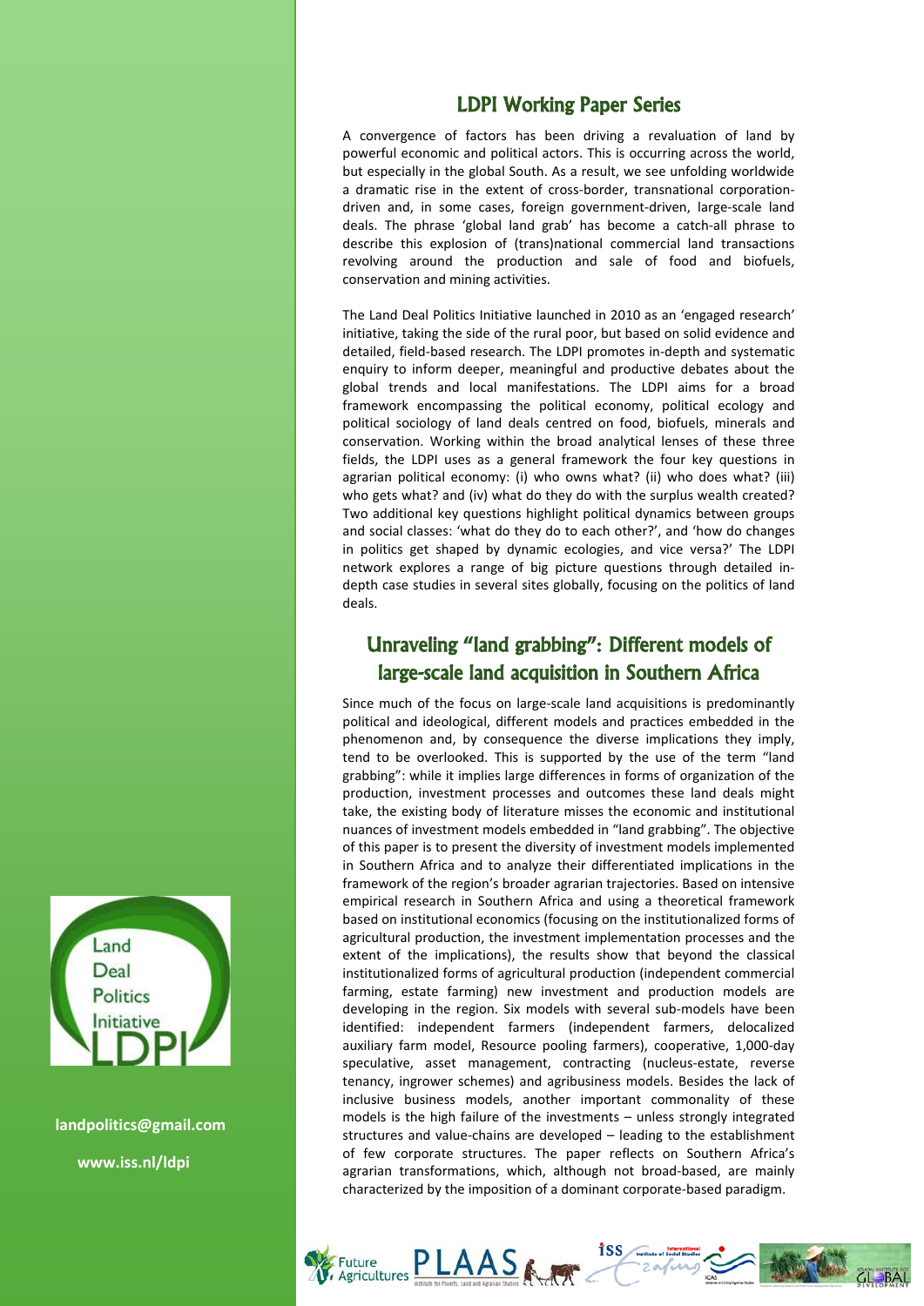## LDPI Working Paper Series

A convergence of factors has been driving a revaluation of land by powerful economic and political actors. This is occurring across the world, but especially in the global South. As a result, we see unfolding worldwide a dramatic rise in the extent of cross-border, transnational corporation-driven and, in some cases, foreign government-driven, large-scale land deals. The phrase 'global land grab' has become a catch-all phrase to describe this explosion of (trans)national commercial land transactions revolving around the production and sale of food and biofuels, conservation and mining activities.

The Land Deal Politics Initiative launched in 2010 as an 'engaged research' initiative, taking the side of the rural poor, but based on solid evidence and detailed, field-based research. The LDPI promotes in-depth and systematic enquiry to inform deeper, meaningful and productive debates about the global trends and local manifestations. The LDPI aims for a broad framework encompassing the political economy, political ecology and political sociology of land deals centred on food, biofuels, minerals and conservation. Working within the broad analytical lenses of these three fields, the LDPI uses as a general framework the four key questions in agrarian political economy: (i) who owns what? (ii) who does what? (iii) who gets what? and (iv) what do they do with the surplus wealth created? Two additional key questions highlight political dynamics between groups and social classes: 'what do they do to each other?', and 'how do changes in politics get shaped by dynamic ecologies, and vice versa?' The LDPI network explores a range of big picture questions through detailed in-depth case studies in several sites globally, focusing on the politics of land deals.

## Unraveling "land grabbing": Different models of large-scale land acquisition in Southern Africa

Since much of the focus on large-scale land acquisitions is predominantly political and ideological, different models and practices embedded in the phenomenon and, by consequence the diverse implications they imply, tend to be overlooked. This is supported by the use of the term "land grabbing": while it implies large differences in forms of organization of the production, investment processes and outcomes these land deals might take, the existing body of literature misses the economic and institutional nuances of investment models embedded in "land grabbing". The objective of this paper is to present the diversity of investment models implemented in Southern Africa and to analyze their differentiated implications in the framework of the region's broader agrarian trajectories. Based on intensive empirical research in Southern Africa and using a theoretical framework based on institutional economics (focusing on the institutionalized forms of agricultural production, the investment implementation processes and the extent of the implications), the results show that beyond the classical institutionalized forms of agricultural production (independent commercial farming, estate farming) new investment and production models are developing in the region. Six models with several sub-models have been identified: independent farmers (independent farmers, delocalized auxiliary farm model, Resource pooling farmers), cooperative, 1,000-day speculative, asset management, contracting (nucleus-estate, reverse tenancy, ingrower schemes) and agribusiness models. Besides the lack of inclusive business models, another important commonality of these models is the high failure of the investments – unless strongly integrated structures and value-chains are developed – leading to the establishment of few corporate structures. The paper reflects on Southern Africa's agrarian transformations, which, although not broad-based, are mainly characterized by the imposition of a dominant corporate-based paradigm.

Land Deal Politics Initiative LDPI

landpolitics@gmail.com

www.iss.nl/ldpi